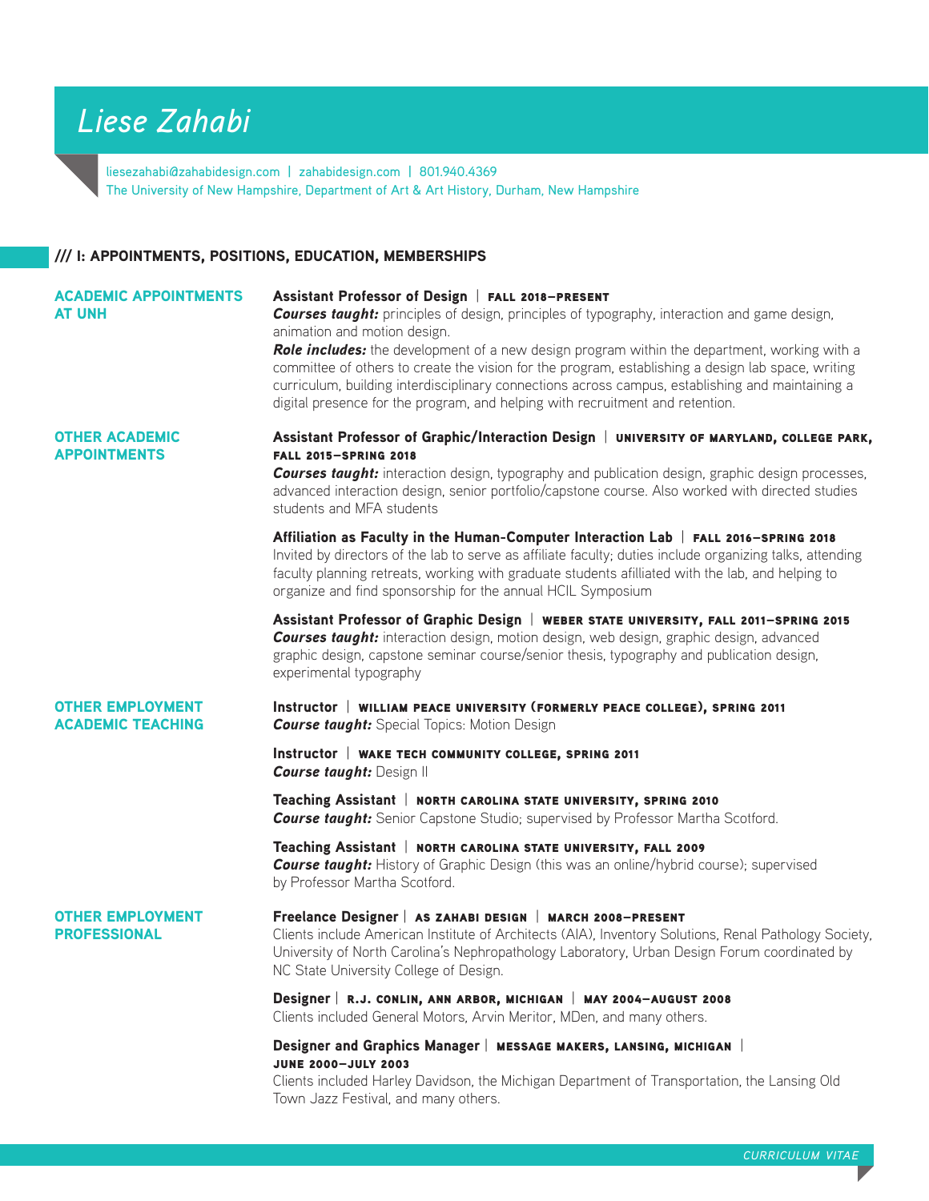# Liese Zahabi

liesezahabi@zahabidesign.com | zahabidesign.com | 801.940.4369
The University of New Hampshire, Department of Art & Art History, Durham, New Hampshire

## /// I: APPOINTMENTS, POSITIONS, EDUCATION, MEMBERSHIPS

### ACADEMIC APPOINTMENTS AT UNH

**Assistant Professor of Design** | FALL 2018–PRESENT
***Courses taught:*** principles of design, principles of typography, interaction and game design, animation and motion design.
***Role includes:*** the development of a new design program within the department, working with a committee of others to create the vision for the program, establishing a design lab space, writing curriculum, building interdisciplinary connections across campus, establishing and maintaining a digital presence for the program, and helping with recruitment and retention.

### OTHER ACADEMIC APPOINTMENTS

**Assistant Professor of Graphic/Interaction Design** | UNIVERSITY OF MARYLAND, COLLEGE PARK, FALL 2015–SPRING 2018
***Courses taught:*** interaction design, typography and publication design, graphic design processes, advanced interaction design, senior portfolio/capstone course. Also worked with directed studies students and MFA students

**Affiliation as Faculty in the Human-Computer Interaction Lab** | FALL 2016–SPRING 2018
Invited by directors of the lab to serve as affiliate faculty; duties include organizing talks, attending faculty planning retreats, working with graduate students afilliated with the lab, and helping to organize and find sponsorship for the annual HCIL Symposium

**Assistant Professor of Graphic Design** | WEBER STATE UNIVERSITY, FALL 2011–SPRING 2015
***Courses taught:*** interaction design, motion design, web design, graphic design, advanced graphic design, capstone seminar course/senior thesis, typography and publication design, experimental typography

### OTHER EMPLOYMENT ACADEMIC TEACHING

**Instructor** | WILLIAM PEACE UNIVERSITY (FORMERLY PEACE COLLEGE), SPRING 2011
***Course taught:*** Special Topics: Motion Design

**Instructor** | WAKE TECH COMMUNITY COLLEGE, SPRING 2011
***Course taught:*** Design II

**Teaching Assistant** | NORTH CAROLINA STATE UNIVERSITY, SPRING 2010
***Course taught:*** Senior Capstone Studio; supervised by Professor Martha Scotford.

**Teaching Assistant** | NORTH CAROLINA STATE UNIVERSITY, FALL 2009
***Course taught:*** History of Graphic Design (this was an online/hybrid course); supervised by Professor Martha Scotford.

### OTHER EMPLOYMENT PROFESSIONAL

**Freelance Designer** | AS ZAHABI DESIGN | MARCH 2008–PRESENT
Clients include American Institute of Architects (AIA), Inventory Solutions, Renal Pathology Society, University of North Carolina's Nephropathology Laboratory, Urban Design Forum coordinated by NC State University College of Design.

**Designer** | R.J. CONLIN, ANN ARBOR, MICHIGAN | MAY 2004–AUGUST 2008
Clients included General Motors, Arvin Meritor, MDen, and many others.

**Designer and Graphics Manager** | MESSAGE MAKERS, LANSING, MICHIGAN | JUNE 2000–JULY 2003
Clients included Harley Davidson, the Michigan Department of Transportation, the Lansing Old Town Jazz Festival, and many others.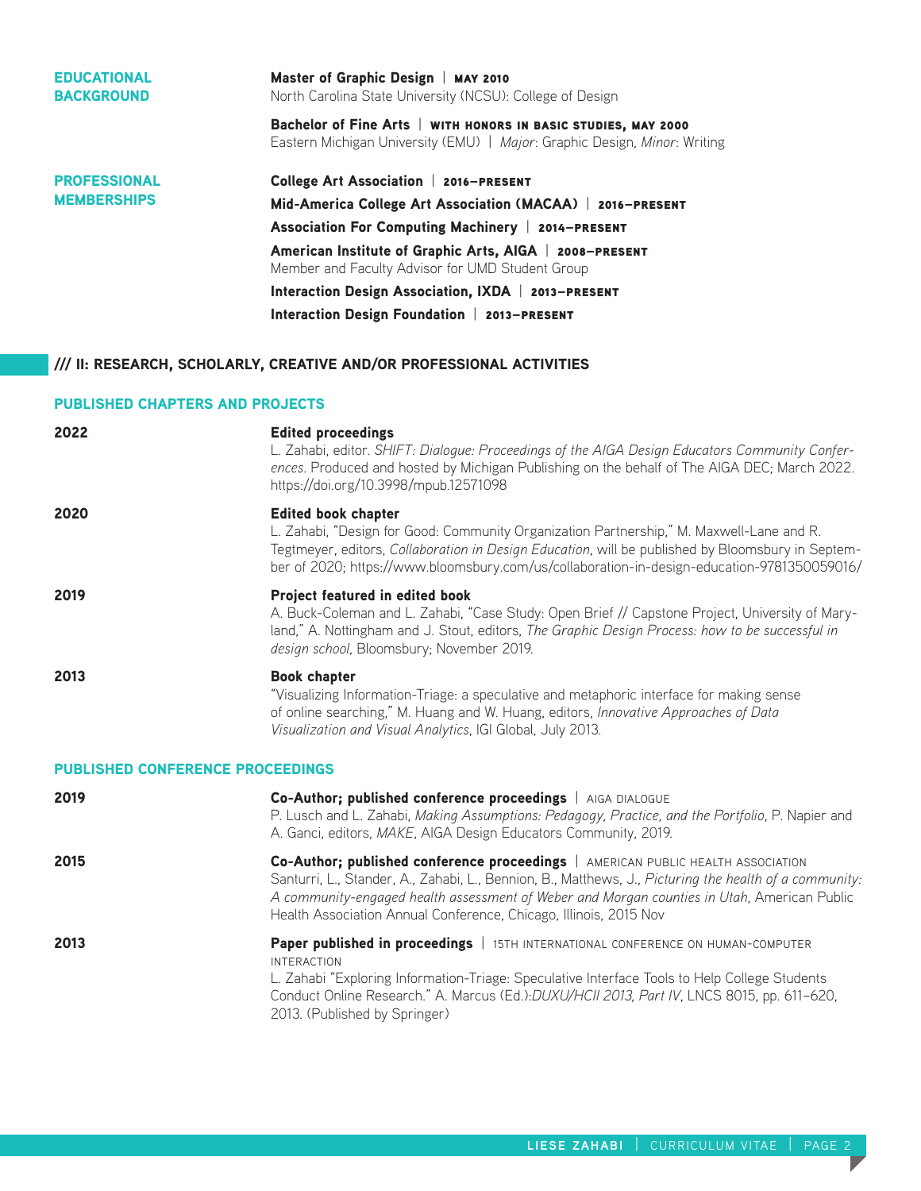## EDUCATIONAL BACKGROUND

**Master of Graphic Design** | **MAY 2010**
North Carolina State University (NCSU): College of Design

**Bachelor of Fine Arts** | **WITH HONORS IN BASIC STUDIES, MAY 2000**
Eastern Michigan University (EMU) | *Major*: Graphic Design, *Minor*: Writing

## PROFESSIONAL MEMBERSHIPS

**College Art Association** | **2016–PRESENT**

**Mid-America College Art Association (MACAA)** | **2016–PRESENT**

**Association For Computing Machinery** | **2014–PRESENT**

**American Institute of Graphic Arts, AIGA** | **2008–PRESENT**
Member and Faculty Advisor for UMD Student Group

**Interaction Design Association, IXDA** | **2013–PRESENT**

**Interaction Design Foundation** | **2013–PRESENT**

# /// II: RESEARCH, SCHOLARLY, CREATIVE AND/OR PROFESSIONAL ACTIVITIES

## PUBLISHED CHAPTERS AND PROJECTS

**2022**

**Edited proceedings**
L. Zahabi, editor. *SHIFT: Dialogue: Proceedings of the AIGA Design Educators Community Conferences*. Produced and hosted by Michigan Publishing on the behalf of The AIGA DEC; March 2022. https://doi.org/10.3998/mpub.12571098

**2020**

**Edited book chapter**
L. Zahabi, "Design for Good: Community Organization Partnership," M. Maxwell-Lane and R. Tegtmeyer, editors, *Collaboration in Design Education*, will be published by Bloomsbury in September of 2020; https://www.bloomsbury.com/us/collaboration-in-design-education-9781350059016/

**2019**

**Project featured in edited book**
A. Buck-Coleman and L. Zahabi, "Case Study: Open Brief // Capstone Project, University of Maryland," A. Nottingham and J. Stout, editors, *The Graphic Design Process: how to be successful in design school*, Bloomsbury; November 2019.

**2013**

**Book chapter**
"Visualizing Information-Triage: a speculative and metaphoric interface for making sense of online searching," M. Huang and W. Huang, editors, *Innovative Approaches of Data Visualization and Visual Analytics*, IGI Global, July 2013.

## PUBLISHED CONFERENCE PROCEEDINGS

**2019**

**Co-Author; published conference proceedings** | AIGA DIALOGUE
P. Lusch and L. Zahabi, *Making Assumptions: Pedagogy, Practice, and the Portfolio*, P. Napier and A. Ganci, editors, *MAKE*, AIGA Design Educators Community, 2019.

**2015**

**Co-Author; published conference proceedings** | AMERICAN PUBLIC HEALTH ASSOCIATION
Santurri, L., Stander, A., Zahabi, L., Bennion, B., Matthews, J., *Picturing the health of a community: A community-engaged health assessment of Weber and Morgan counties in Utah*, American Public Health Association Annual Conference, Chicago, Illinois, 2015 Nov

**2013**

**Paper published in proceedings** | 15TH INTERNATIONAL CONFERENCE ON HUMAN-COMPUTER INTERACTION
L. Zahabi "Exploring Information-Triage: Speculative Interface Tools to Help College Students Conduct Online Research." A. Marcus (Ed.):*DUXU/HCII 2013, Part IV*, LNCS 8015, pp. 611–620, 2013. (Published by Springer)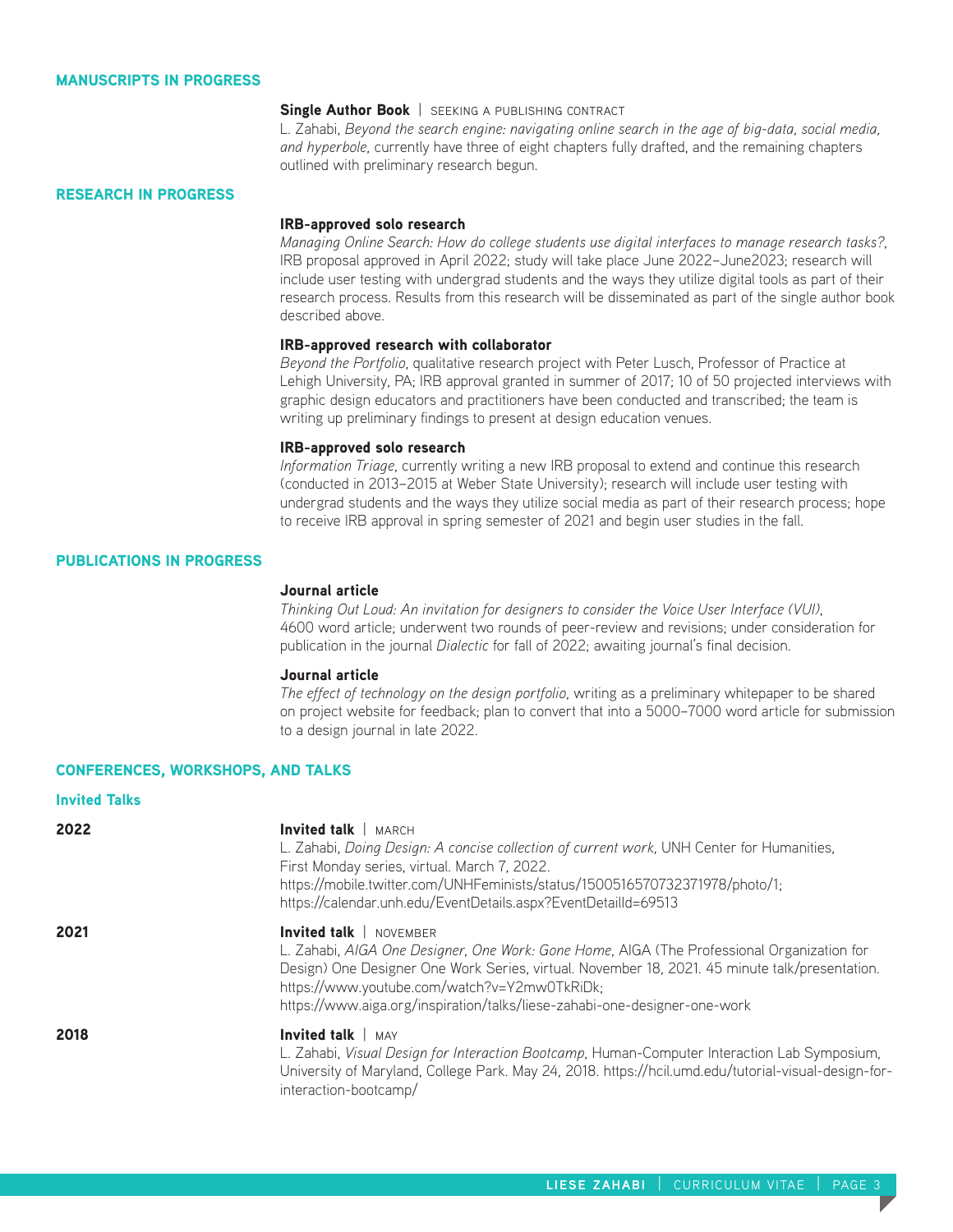## MANUSCRIPTS IN PROGRESS

**Single Author Book** | SEEKING A PUBLISHING CONTRACT
L. Zahabi, *Beyond the search engine: navigating online search in the age of big-data, social media, and hyperbole*, currently have three of eight chapters fully drafted, and the remaining chapters outlined with preliminary research begun.

## RESEARCH IN PROGRESS

**IRB-approved solo research**
*Managing Online Search: How do college students use digital interfaces to manage research tasks?*, IRB proposal approved in April 2022; study will take place June 2022–June2023; research will include user testing with undergrad students and the ways they utilize digital tools as part of their research process. Results from this research will be disseminated as part of the single author book described above.

**IRB-approved research with collaborator**
*Beyond the Portfolio*, qualitative research project with Peter Lusch, Professor of Practice at Lehigh University, PA; IRB approval granted in summer of 2017; 10 of 50 projected interviews with graphic design educators and practitioners have been conducted and transcribed; the team is writing up preliminary findings to present at design education venues.

**IRB-approved solo research**
*Information Triage*, currently writing a new IRB proposal to extend and continue this research (conducted in 2013–2015 at Weber State University); research will include user testing with undergrad students and the ways they utilize social media as part of their research process; hope to receive IRB approval in spring semester of 2021 and begin user studies in the fall.

## PUBLICATIONS IN PROGRESS

**Journal article**
*Thinking Out Loud: An invitation for designers to consider the Voice User Interface (VUI)*, 4600 word article; underwent two rounds of peer-review and revisions; under consideration for publication in the journal *Dialectic* for fall of 2022; awaiting journal's final decision.

**Journal article**
*The effect of technology on the design portfolio*, writing as a preliminary whitepaper to be shared on project website for feedback; plan to convert that into a 5000–7000 word article for submission to a design journal in late 2022.

## CONFERENCES, WORKSHOPS, AND TALKS

### Invited Talks

**2022**

**Invited talk** | MARCH
L. Zahabi, *Doing Design: A concise collection of current work*, UNH Center for Humanities, First Monday series, virtual. March 7, 2022.
https://mobile.twitter.com/UNHFeminists/status/1500516570732371978/photo/1;
https://calendar.unh.edu/EventDetails.aspx?EventDetailId=69513

**2021**

**Invited talk** | NOVEMBER
L. Zahabi, *AIGA One Designer, One Work: Gone Home*, AIGA (The Professional Organization for Design) One Designer One Work Series, virtual. November 18, 2021. 45 minute talk/presentation.
https://www.youtube.com/watch?v=Y2mw0TkRiDk;
https://www.aiga.org/inspiration/talks/liese-zahabi-one-designer-one-work

**2018**

**Invited talk** | MAY
L. Zahabi, *Visual Design for Interaction Bootcamp*, Human-Computer Interaction Lab Symposium, University of Maryland, College Park. May 24, 2018. https://hcil.umd.edu/tutorial-visual-design-for-interaction-bootcamp/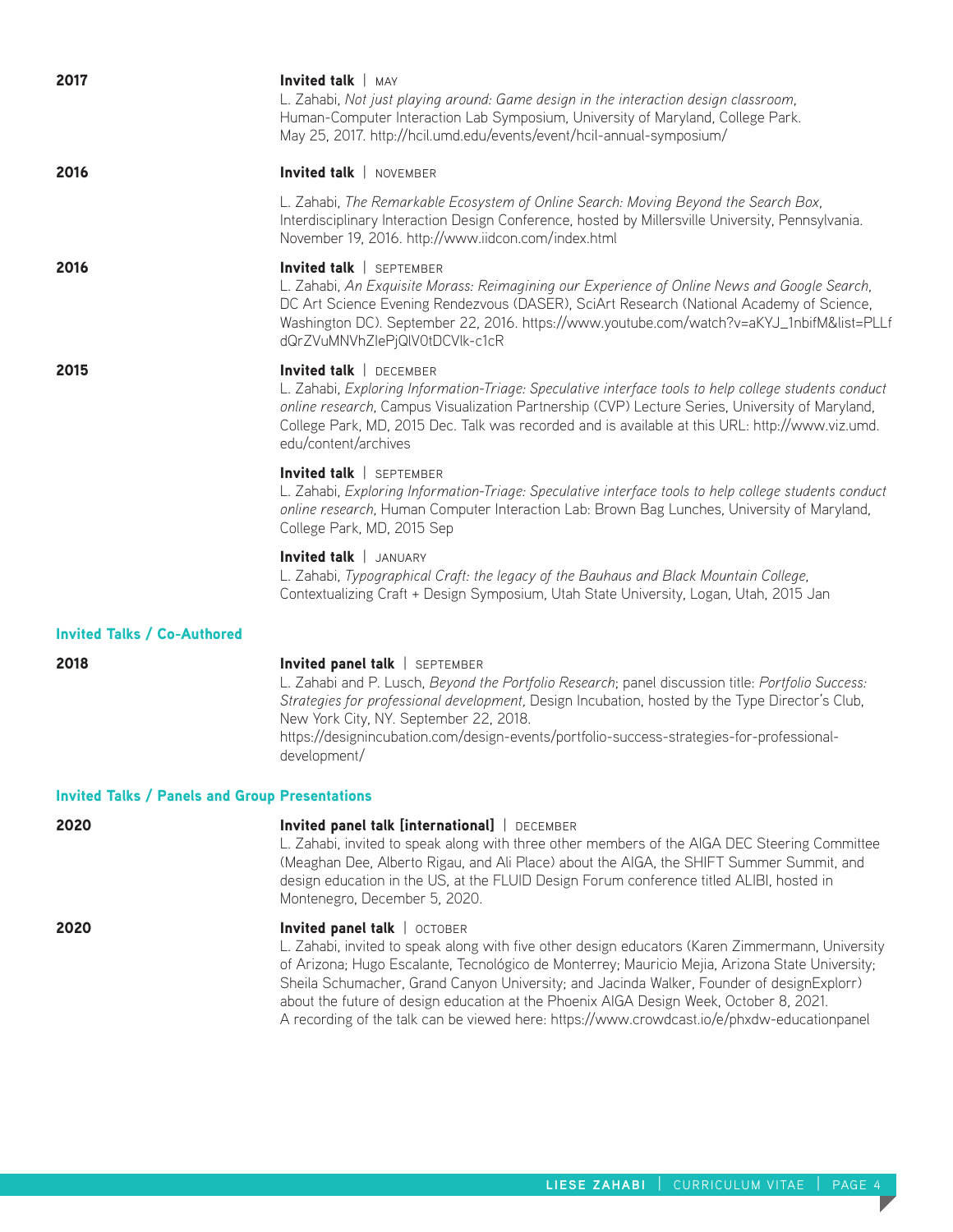**2017**

**Invited talk** | MAY
L. Zahabi, *Not just playing around: Game design in the interaction design classroom*, Human-Computer Interaction Lab Symposium, University of Maryland, College Park. May 25, 2017. http://hcil.umd.edu/events/event/hcil-annual-symposium/

**2016**

**Invited talk** | NOVEMBER

L. Zahabi, *The Remarkable Ecosystem of Online Search: Moving Beyond the Search Box*, Interdisciplinary Interaction Design Conference, hosted by Millersville University, Pennsylvania. November 19, 2016. http://www.iidcon.com/index.html

**2016**

**Invited talk** | SEPTEMBER
L. Zahabi, *An Exquisite Morass: Reimagining our Experience of Online News and Google Search*, DC Art Science Evening Rendezvous (DASER), SciArt Research (National Academy of Science, Washington DC). September 22, 2016. https://www.youtube.com/watch?v=aKYJ_1nbifM&list=PLLfdQrZVuMNVhZIePjQlV0tDCVlk-c1cR

**2015**

**Invited talk** | DECEMBER
L. Zahabi, *Exploring Information-Triage: Speculative interface tools to help college students conduct online research*, Campus Visualization Partnership (CVP) Lecture Series, University of Maryland, College Park, MD, 2015 Dec. Talk was recorded and is available at this URL: http://www.viz.umd.edu/content/archives

**Invited talk** | SEPTEMBER
L. Zahabi, *Exploring Information-Triage: Speculative interface tools to help college students conduct online research*, Human Computer Interaction Lab: Brown Bag Lunches, University of Maryland, College Park, MD, 2015 Sep

**Invited talk** | JANUARY
L. Zahabi, *Typographical Craft: the legacy of the Bauhaus and Black Mountain College*, Contextualizing Craft + Design Symposium, Utah State University, Logan, Utah, 2015 Jan

## Invited Talks / Co-Authored

**2018**

**Invited panel talk** | SEPTEMBER
L. Zahabi and P. Lusch, *Beyond the Portfolio Research*; panel discussion title: *Portfolio Success: Strategies for professional development*, Design Incubation, hosted by the Type Director's Club, New York City, NY. September 22, 2018.
https://designincubation.com/design-events/portfolio-success-strategies-for-professional-development/

## Invited Talks / Panels and Group Presentations

**2020**

**Invited panel talk [international]** | DECEMBER
L. Zahabi, invited to speak along with three other members of the AIGA DEC Steering Committee (Meaghan Dee, Alberto Rigau, and Ali Place) about the AIGA, the SHIFT Summer Summit, and design education in the US, at the FLUID Design Forum conference titled ALIBI, hosted in Montenegro, December 5, 2020.

**2020**

**Invited panel talk** | OCTOBER
L. Zahabi, invited to speak along with five other design educators (Karen Zimmermann, University of Arizona; Hugo Escalante, Tecnológico de Monterrey; Mauricio Mejia, Arizona State University; Sheila Schumacher, Grand Canyon University; and Jacinda Walker, Founder of designExplorr) about the future of design education at the Phoenix AIGA Design Week, October 8, 2021.
A recording of the talk can be viewed here: https://www.crowdcast.io/e/phxdw-educationpanel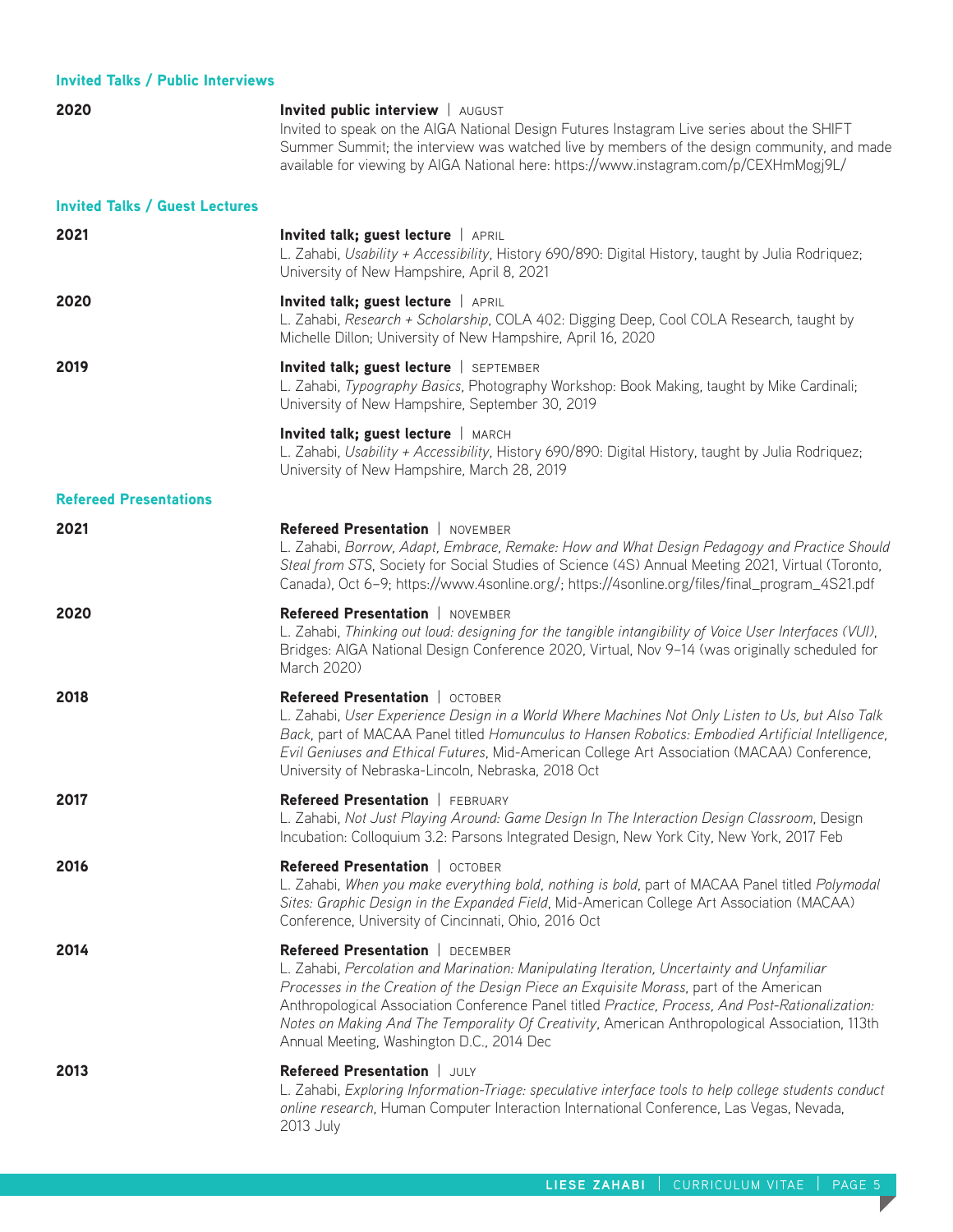## Invited Talks / Public Interviews

**2020**

**Invited public interview** | AUGUST
Invited to speak on the AIGA National Design Futures Instagram Live series about the SHIFT Summer Summit; the interview was watched live by members of the design community, and made available for viewing by AIGA National here: https://www.instagram.com/p/CEXHmMogj9L/

## Invited Talks / Guest Lectures

**2021**

**Invited talk; guest lecture** | APRIL
L. Zahabi, *Usability + Accessibility*, History 690/890: Digital History, taught by Julia Rodriquez; University of New Hampshire, April 8, 2021

**2020**

**Invited talk; guest lecture** | APRIL
L. Zahabi, *Research + Scholarship*, COLA 402: Digging Deep, Cool COLA Research, taught by Michelle Dillon; University of New Hampshire, April 16, 2020

**2019**

**Invited talk; guest lecture** | SEPTEMBER
L. Zahabi, *Typography Basics*, Photography Workshop: Book Making, taught by Mike Cardinali; University of New Hampshire, September 30, 2019

**Invited talk; guest lecture** | MARCH
L. Zahabi, *Usability + Accessibility*, History 690/890: Digital History, taught by Julia Rodriquez; University of New Hampshire, March 28, 2019

## Refereed Presentations

**2021**

**Refereed Presentation** | NOVEMBER
L. Zahabi, *Borrow, Adapt, Embrace, Remake: How and What Design Pedagogy and Practice Should Steal from STS*, Society for Social Studies of Science (4S) Annual Meeting 2021, Virtual (Toronto, Canada), Oct 6–9; https://www.4sonline.org/; https://4sonline.org/files/final_program_4S21.pdf

**2020**

**Refereed Presentation** | NOVEMBER
L. Zahabi, *Thinking out loud: designing for the tangible intangibility of Voice User Interfaces (VUI)*, Bridges: AIGA National Design Conference 2020, Virtual, Nov 9–14 (was originally scheduled for March 2020)

**2018**

**Refereed Presentation** | OCTOBER
L. Zahabi, *User Experience Design in a World Where Machines Not Only Listen to Us, but Also Talk Back*, part of MACAA Panel titled *Homunculus to Hansen Robotics: Embodied Artificial Intelligence, Evil Geniuses and Ethical Futures*, Mid-American College Art Association (MACAA) Conference, University of Nebraska-Lincoln, Nebraska, 2018 Oct

**2017**

**Refereed Presentation** | FEBRUARY
L. Zahabi, *Not Just Playing Around: Game Design In The Interaction Design Classroom*, Design Incubation: Colloquium 3.2: Parsons Integrated Design, New York City, New York, 2017 Feb

**2016**

**Refereed Presentation** | OCTOBER
L. Zahabi, *When you make everything bold, nothing is bold*, part of MACAA Panel titled *Polymodal Sites: Graphic Design in the Expanded Field*, Mid-American College Art Association (MACAA) Conference, University of Cincinnati, Ohio, 2016 Oct

**2014**

**Refereed Presentation** | DECEMBER
L. Zahabi, *Percolation and Marination: Manipulating Iteration, Uncertainty and Unfamiliar Processes in the Creation of the Design Piece an Exquisite Morass*, part of the American Anthropological Association Conference Panel titled *Practice, Process, And Post-Rationalization: Notes on Making And The Temporality Of Creativity*, American Anthropological Association, 113th Annual Meeting, Washington D.C., 2014 Dec

**2013**

**Refereed Presentation** | JULY
L. Zahabi, *Exploring Information-Triage: speculative interface tools to help college students conduct online research*, Human Computer Interaction International Conference, Las Vegas, Nevada, 2013 July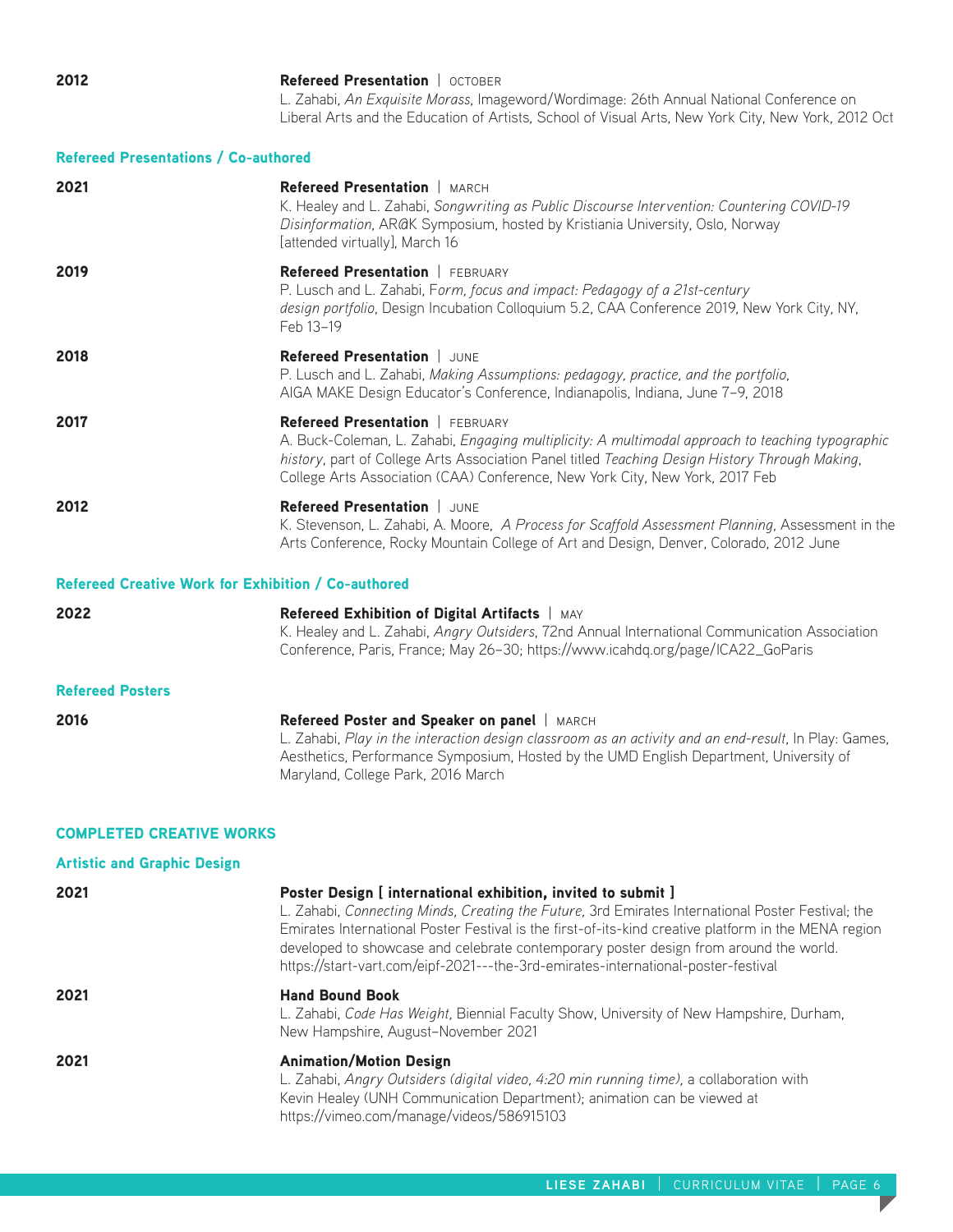**2012**

**Refereed Presentation** | OCTOBER
L. Zahabi, *An Exquisite Morass*, Imageword/Wordimage: 26th Annual National Conference on Liberal Arts and the Education of Artists, School of Visual Arts, New York City, New York, 2012 Oct

### Refereed Presentations / Co-authored

**2021**

**Refereed Presentation** | MARCH
K. Healey and L. Zahabi, *Songwriting as Public Discourse Intervention: Countering COVID-19 Disinformation*, AR@K Symposium, hosted by Kristiania University, Oslo, Norway [attended virtually], March 16

**2019**

**Refereed Presentation** | FEBRUARY
P. Lusch and L. Zahabi, F*orm, focus and impact: Pedagogy of a 21st-century design portfolio*, Design Incubation Colloquium 5.2, CAA Conference 2019, New York City, NY, Feb 13–19

**2018**

**Refereed Presentation** | JUNE
P. Lusch and L. Zahabi, *Making Assumptions: pedagogy, practice, and the portfolio*, AIGA MAKE Design Educator's Conference, Indianapolis, Indiana, June 7–9, 2018

**2017**

**Refereed Presentation** | FEBRUARY
A. Buck-Coleman, L. Zahabi, *Engaging multiplicity: A multimodal approach to teaching typographic history*, part of College Arts Association Panel titled *Teaching Design History Through Making*, College Arts Association (CAA) Conference, New York City, New York, 2017 Feb

**2012**

**Refereed Presentation** | JUNE
K. Stevenson, L. Zahabi, A. Moore, *A Process for Scaffold Assessment Planning*, Assessment in the Arts Conference, Rocky Mountain College of Art and Design, Denver, Colorado, 2012 June

### Refereed Creative Work for Exhibition / Co-authored

**2022**

**Refereed Exhibition of Digital Artifacts** | MAY
K. Healey and L. Zahabi, *Angry Outsiders*, 72nd Annual International Communication Association Conference, Paris, France; May 26–30; https://www.icahdq.org/page/ICA22_GoParis

### Refereed Posters

**2016**

**Refereed Poster and Speaker on panel** | MARCH
L. Zahabi, *Play in the interaction design classroom as an activity and an end-result*, In Play: Games, Aesthetics, Performance Symposium, Hosted by the UMD English Department, University of Maryland, College Park, 2016 March

## COMPLETED CREATIVE WORKS

### Artistic and Graphic Design

**2021**

**Poster Design [ international exhibition, invited to submit ]**
L. Zahabi, *Connecting Minds, Creating the Future*, 3rd Emirates International Poster Festival; the Emirates International Poster Festival is the first-of-its-kind creative platform in the MENA region developed to showcase and celebrate contemporary poster design from around the world. https://start-vart.com/eipf-2021---the-3rd-emirates-international-poster-festival

**2021**

**Hand Bound Book**
L. Zahabi, *Code Has Weight*, Biennial Faculty Show, University of New Hampshire, Durham, New Hampshire, August–November 2021

**2021**

**Animation/Motion Design**
L. Zahabi, *Angry Outsiders (digital video, 4:20 min running time)*, a collaboration with Kevin Healey (UNH Communication Department); animation can be viewed at https://vimeo.com/manage/videos/586915103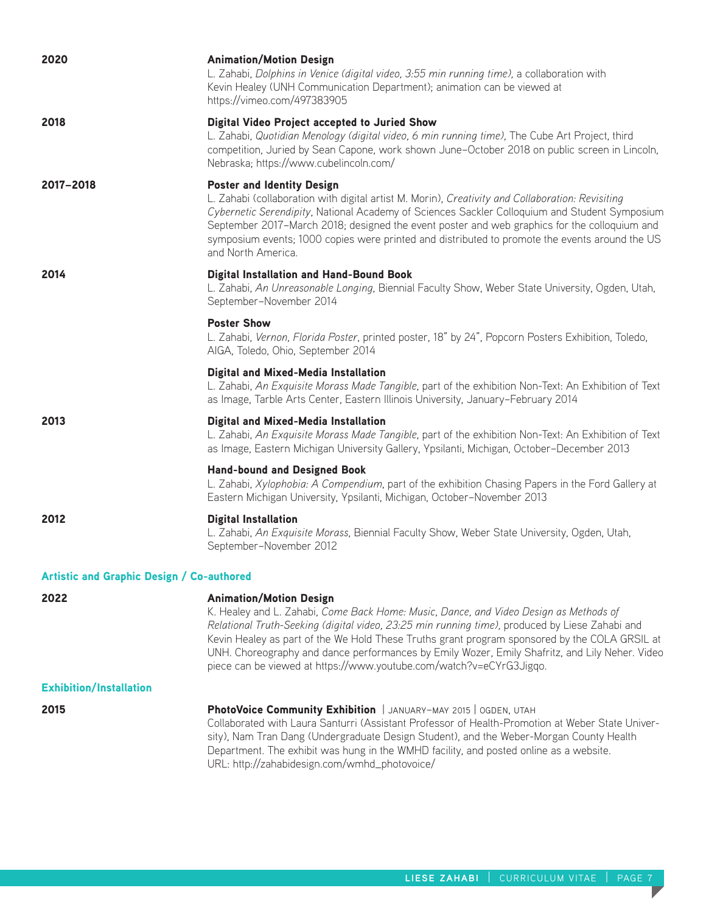**2020**

**Animation/Motion Design**
L. Zahabi, *Dolphins in Venice (digital video, 3:55 min running time),* a collaboration with Kevin Healey (UNH Communication Department); animation can be viewed at https://vimeo.com/497383905

**2018**

**Digital Video Project accepted to Juried Show**
L. Zahabi, *Quotidian Menology (digital video, 6 min running time),* The Cube Art Project, third competition, Juried by Sean Capone, work shown June–October 2018 on public screen in Lincoln, Nebraska; https://www.cubelincoln.com/

**2017–2018**

**Poster and Identity Design**
L. Zahabi (collaboration with digital artist M. Morin), *Creativity and Collaboration: Revisiting Cybernetic Serendipity*, National Academy of Sciences Sackler Colloquium and Student Symposium September 2017–March 2018; designed the event poster and web graphics for the colloquium and symposium events; 1000 copies were printed and distributed to promote the events around the US and North America.

**2014**

**Digital Installation and Hand-Bound Book**
L. Zahabi, *An Unreasonable Longing*, Biennial Faculty Show, Weber State University, Ogden, Utah, September–November 2014

**Poster Show**
L. Zahabi, *Vernon, Florida Poster*, printed poster, 18" by 24", Popcorn Posters Exhibition, Toledo, AIGA, Toledo, Ohio, September 2014

**Digital and Mixed-Media Installation**
L. Zahabi, *An Exquisite Morass Made Tangible*, part of the exhibition Non-Text: An Exhibition of Text as Image, Tarble Arts Center, Eastern Illinois University, January–February 2014

**2013**

**Digital and Mixed-Media Installation**
L. Zahabi, *An Exquisite Morass Made Tangible*, part of the exhibition Non-Text: An Exhibition of Text as Image, Eastern Michigan University Gallery, Ypsilanti, Michigan, October–December 2013

**Hand-bound and Designed Book**
L. Zahabi, *Xylophobia: A Compendium*, part of the exhibition Chasing Papers in the Ford Gallery at Eastern Michigan University, Ypsilanti, Michigan, October–November 2013

**2012**

**Digital Installation**
L. Zahabi, *An Exquisite Morass*, Biennial Faculty Show, Weber State University, Ogden, Utah, September–November 2012

## Artistic and Graphic Design / Co-authored

**2022**

**Animation/Motion Design**
K. Healey and L. Zahabi, *Come Back Home: Music, Dance, and Video Design as Methods of Relational Truth-Seeking (digital video, 23:25 min running time)*, produced by Liese Zahabi and Kevin Healey as part of the We Hold These Truths grant program sponsored by the COLA GRSIL at UNH. Choreography and dance performances by Emily Wozer, Emily Shafritz, and Lily Neher. Video piece can be viewed at https://www.youtube.com/watch?v=eCYrG3Jigqo.

## Exhibition/Installation

**2015**

**PhotoVoice Community Exhibition** | JANUARY–MAY 2015 | OGDEN, UTAH
Collaborated with Laura Santurri (Assistant Professor of Health-Promotion at Weber State University), Nam Tran Dang (Undergraduate Design Student), and the Weber-Morgan County Health Department. The exhibit was hung in the WMHD facility, and posted online as a website.
URL: http://zahabidesign.com/wmhd_photovoice/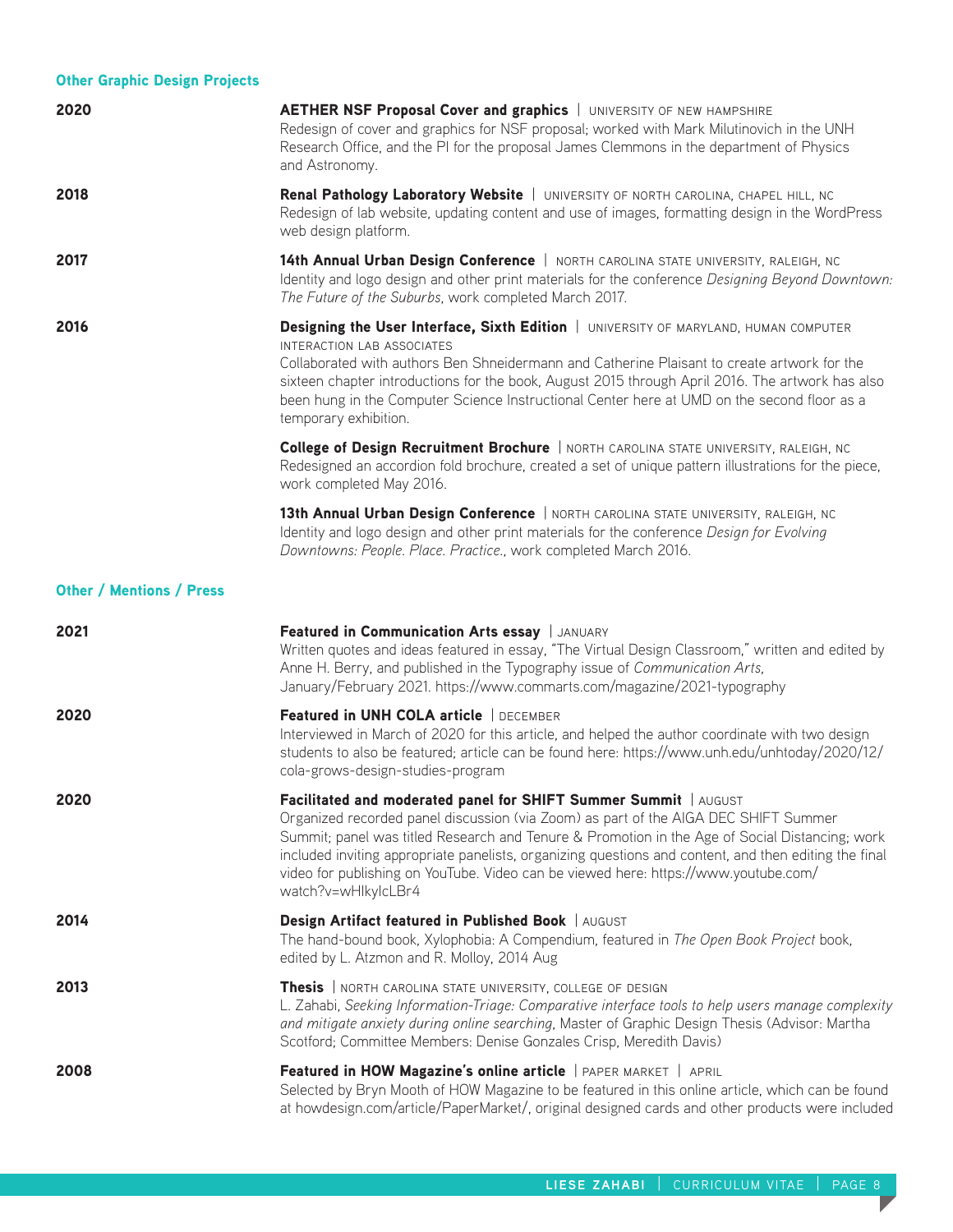### Other Graphic Design Projects

**2020**

**AETHER NSF Proposal Cover and graphics** | UNIVERSITY OF NEW HAMPSHIRE
Redesign of cover and graphics for NSF proposal; worked with Mark Milutinovich in the UNH Research Office, and the PI for the proposal James Clemmons in the department of Physics and Astronomy.

**2018**

**Renal Pathology Laboratory Website** | UNIVERSITY OF NORTH CAROLINA, CHAPEL HILL, NC
Redesign of lab website, updating content and use of images, formatting design in the WordPress web design platform.

**2017**

**14th Annual Urban Design Conference** | NORTH CAROLINA STATE UNIVERSITY, RALEIGH, NC
Identity and logo design and other print materials for the conference *Designing Beyond Downtown: The Future of the Suburbs*, work completed March 2017.

**2016**

**Designing the User Interface, Sixth Edition** | UNIVERSITY OF MARYLAND, HUMAN COMPUTER INTERACTION LAB ASSOCIATES
Collaborated with authors Ben Shneidermann and Catherine Plaisant to create artwork for the sixteen chapter introductions for the book, August 2015 through April 2016. The artwork has also been hung in the Computer Science Instructional Center here at UMD on the second floor as a temporary exhibition.

**College of Design Recruitment Brochure** | NORTH CAROLINA STATE UNIVERSITY, RALEIGH, NC
Redesigned an accordion fold brochure, created a set of unique pattern illustrations for the piece, work completed May 2016.

**13th Annual Urban Design Conference** | NORTH CAROLINA STATE UNIVERSITY, RALEIGH, NC
Identity and logo design and other print materials for the conference *Design for Evolving Downtowns: People. Place. Practice.*, work completed March 2016.

### Other / Mentions / Press

**2021**

**Featured in Communication Arts essay** | JANUARY
Written quotes and ideas featured in essay, "The Virtual Design Classroom," written and edited by Anne H. Berry, and published in the Typography issue of *Communication Arts*, January/February 2021. https://www.commarts.com/magazine/2021-typography

**2020**

**Featured in UNH COLA article** | DECEMBER
Interviewed in March of 2020 for this article, and helped the author coordinate with two design students to also be featured; article can be found here: https://www.unh.edu/unhtoday/2020/12/cola-grows-design-studies-program

**2020**

**Facilitated and moderated panel for SHIFT Summer Summit** | AUGUST
Organized recorded panel discussion (via Zoom) as part of the AIGA DEC SHIFT Summer Summit; panel was titled Research and Tenure & Promotion in the Age of Social Distancing; work included inviting appropriate panelists, organizing questions and content, and then editing the final video for publishing on YouTube. Video can be viewed here: https://www.youtube.com/watch?v=wHlkyIcLBr4

**2014**

**Design Artifact featured in Published Book** | AUGUST
The hand-bound book, Xylophobia: A Compendium, featured in *The Open Book Project* book, edited by L. Atzmon and R. Molloy, 2014 Aug

**2013**

**Thesis** | NORTH CAROLINA STATE UNIVERSITY, COLLEGE OF DESIGN
L. Zahabi, *Seeking Information-Triage: Comparative interface tools to help users manage complexity and mitigate anxiety during online searching*, Master of Graphic Design Thesis (Advisor: Martha Scotford; Committee Members: Denise Gonzales Crisp, Meredith Davis)

**2008**

**Featured in HOW Magazine's online article** | PAPER MARKET | APRIL
Selected by Bryn Mooth of HOW Magazine to be featured in this online article, which can be found at howdesign.com/article/PaperMarket/, original designed cards and other products were included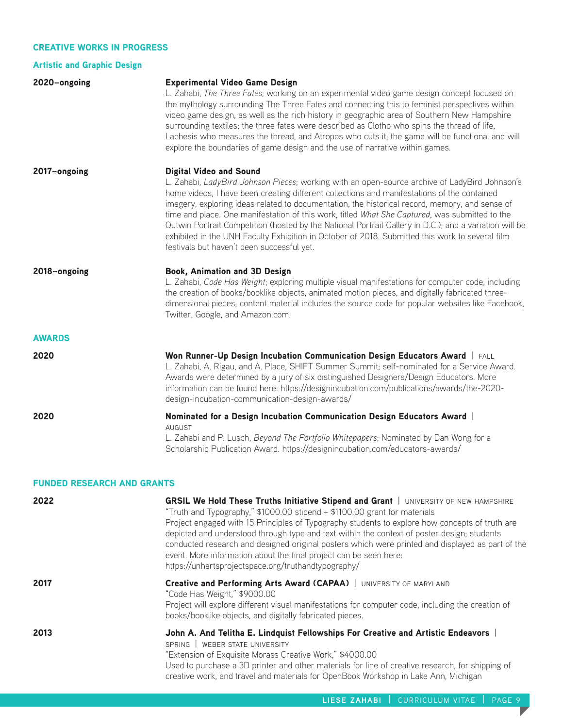## CREATIVE WORKS IN PROGRESS

### Artistic and Graphic Design

**2020–ongoing**

**Experimental Video Game Design**
L. Zahabi, *The Three Fates*; working on an experimental video game design concept focused on the mythology surrounding The Three Fates and connecting this to feminist perspectives within video game design, as well as the rich history in geographic area of Southern New Hampshire surrounding textiles; the three fates were described as Clotho who spins the thread of life, Lachesis who measures the thread, and Atropos who cuts it; the game will be functional and will explore the boundaries of game design and the use of narrative within games.

**2017–ongoing**

**Digital Video and Sound**
L. Zahabi, *LadyBird Johnson Pieces*; working with an open-source archive of LadyBird Johnson's home videos, I have been creating different collections and manifestations of the contained imagery, exploring ideas related to documentation, the historical record, memory, and sense of time and place. One manifestation of this work, titled *What She Captured*, was submitted to the Outwin Portrait Competition (hosted by the National Portrait Gallery in D.C.), and a variation will be exhibited in the UNH Faculty Exhibition in October of 2018. Submitted this work to several film festivals but haven't been successful yet.

**2018–ongoing**

**Book, Animation and 3D Design**
L. Zahabi, *Code Has Weight*; exploring multiple visual manifestations for computer code, including the creation of books/booklike objects, animated motion pieces, and digitally fabricated three-dimensional pieces; content material includes the source code for popular websites like Facebook, Twitter, Google, and Amazon.com.

## AWARDS

**2020**

**Won Runner-Up Design Incubation Communication Design Educators Award** | FALL
L. Zahabi, A. Rigau, and A. Place, SHIFT Summer Summit; self-nominated for a Service Award. Awards were determined by a jury of six distinguished Designers/Design Educators. More information can be found here: https://designincubation.com/publications/awards/the-2020-design-incubation-communication-design-awards/

**2020**

**Nominated for a Design Incubation Communication Design Educators Award** | AUGUST
L. Zahabi and P. Lusch, *Beyond The Portfolio Whitepapers*; Nominated by Dan Wong for a Scholarship Publication Award. https://designincubation.com/educators-awards/

## FUNDED RESEARCH AND GRANTS

**2022**

**GRSIL We Hold These Truths Initiative Stipend and Grant** | UNIVERSITY OF NEW HAMPSHIRE
"Truth and Typography," $1000.00 stipend + $1100.00 grant for materials
Project engaged with 15 Principles of Typography students to explore how concepts of truth are depicted and understood through type and text within the context of poster design; students conducted research and designed original posters which were printed and displayed as part of the event. More information about the final project can be seen here: https://unhartsprojectspace.org/truthandtypography/

**2017**

**Creative and Performing Arts Award (CAPAA)** | UNIVERSITY OF MARYLAND
"Code Has Weight," $9000.00
Project will explore different visual manifestations for computer code, including the creation of books/booklike objects, and digitally fabricated pieces.

**2013**

**John A. And Telitha E. Lindquist Fellowships For Creative and Artistic Endeavors** | SPRING | WEBER STATE UNIVERSITY
"Extension of Exquisite Morass Creative Work," $4000.00
Used to purchase a 3D printer and other materials for line of creative research, for shipping of creative work, and travel and materials for OpenBook Workshop in Lake Ann, Michigan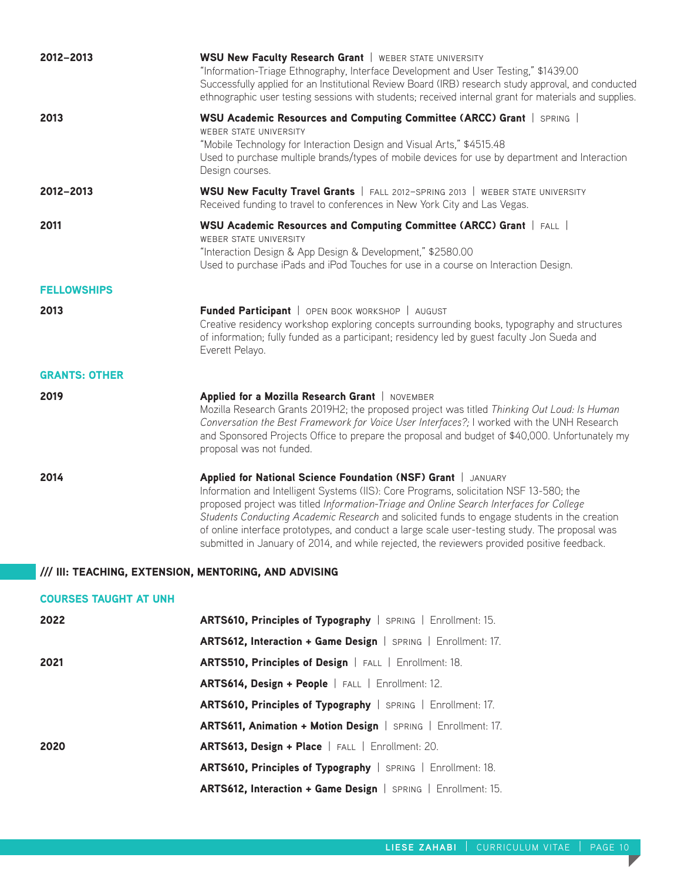**2012–2013** — **WSU New Faculty Research Grant** | WEBER STATE UNIVERSITY
"Information-Triage Ethnography, Interface Development and User Testing," $1439.00
Successfully applied for an Institutional Review Board (IRB) research study approval, and conducted ethnographic user testing sessions with students; received internal grant for materials and supplies.

**2013** — **WSU Academic Resources and Computing Committee (ARCC) Grant** | SPRING | WEBER STATE UNIVERSITY
"Mobile Technology for Interaction Design and Visual Arts," $4515.48
Used to purchase multiple brands/types of mobile devices for use by department and Interaction Design courses.

**2012–2013** — **WSU New Faculty Travel Grants** | FALL 2012–SPRING 2013 | WEBER STATE UNIVERSITY
Received funding to travel to conferences in New York City and Las Vegas.

**2011** — **WSU Academic Resources and Computing Committee (ARCC) Grant** | FALL | WEBER STATE UNIVERSITY
"Interaction Design & App Design & Development," $2580.00
Used to purchase iPads and iPod Touches for use in a course on Interaction Design.

### FELLOWSHIPS

**2013** — **Funded Participant** | OPEN BOOK WORKSHOP | AUGUST
Creative residency workshop exploring concepts surrounding books, typography and structures of information; fully funded as a participant; residency led by guest faculty Jon Sueda and Everett Pelayo.

### GRANTS: OTHER

**2019** — **Applied for a Mozilla Research Grant** | NOVEMBER
Mozilla Research Grants 2019H2; the proposed project was titled *Thinking Out Loud: Is Human Conversation the Best Framework for Voice User Interfaces?;* I worked with the UNH Research and Sponsored Projects Office to prepare the proposal and budget of $40,000. Unfortunately my proposal was not funded.

**2014** — **Applied for National Science Foundation (NSF) Grant** | JANUARY
Information and Intelligent Systems (IIS): Core Programs, solicitation NSF 13-580; the proposed project was titled *Information-Triage and Online Search Interfaces for College Students Conducting Academic Research* and solicited funds to engage students in the creation of online interface prototypes, and conduct a large scale user-testing study. The proposal was submitted in January of 2014, and while rejected, the reviewers provided positive feedback.

## /// III: TEACHING, EXTENSION, MENTORING, AND ADVISING

### COURSES TAUGHT AT UNH

**2022**
- **ARTS610, Principles of Typography** | SPRING | Enrollment: 15.
- **ARTS612, Interaction + Game Design** | SPRING | Enrollment: 17.

**2021**
- **ARTS510, Principles of Design** | FALL | Enrollment: 18.
- **ARTS614, Design + People** | FALL | Enrollment: 12.
- **ARTS610, Principles of Typography** | SPRING | Enrollment: 17.
- **ARTS611, Animation + Motion Design** | SPRING | Enrollment: 17.

**2020**
- **ARTS613, Design + Place** | FALL | Enrollment: 20.
- **ARTS610, Principles of Typography** | SPRING | Enrollment: 18.
- **ARTS612, Interaction + Game Design** | SPRING | Enrollment: 15.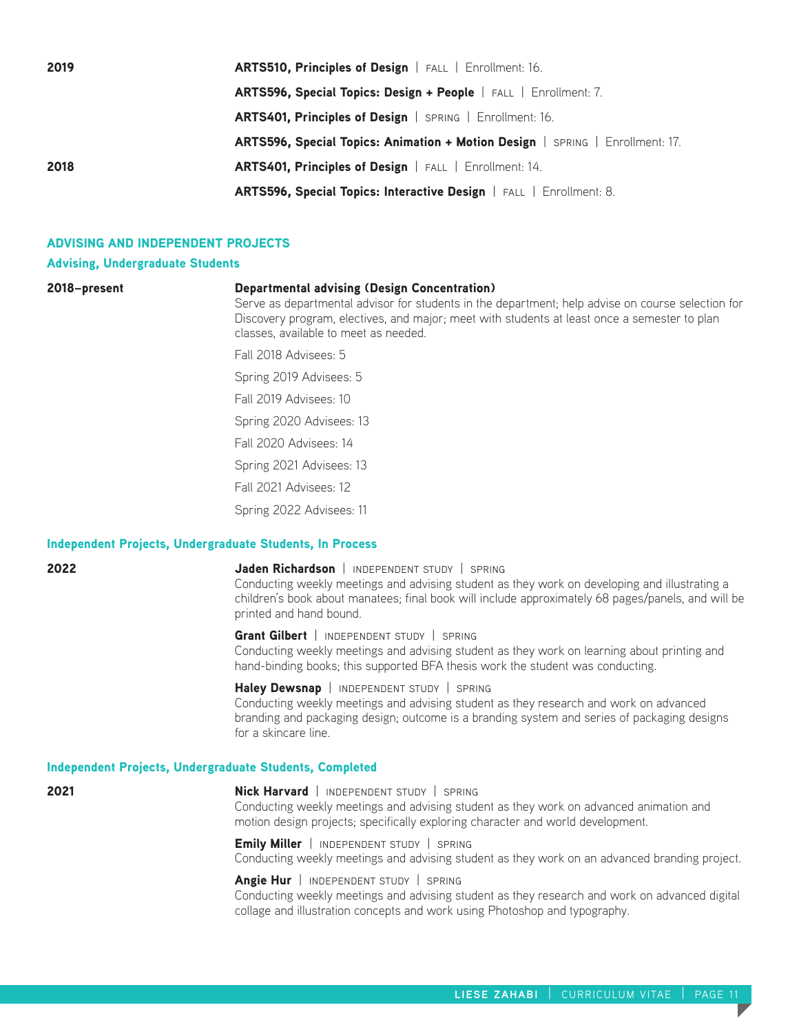**2019**

**ARTS510, Principles of Design** | FALL | Enrollment: 16.

**ARTS596, Special Topics: Design + People** | FALL | Enrollment: 7.

**ARTS401, Principles of Design** | SPRING | Enrollment: 16.

**ARTS596, Special Topics: Animation + Motion Design** | SPRING | Enrollment: 17.

**2018**

**ARTS401, Principles of Design** | FALL | Enrollment: 14.

**ARTS596, Special Topics: Interactive Design** | FALL | Enrollment: 8.

## ADVISING AND INDEPENDENT PROJECTS

### Advising, Undergraduate Students

**2018–present**

**Departmental advising (Design Concentration)**
Serve as departmental advisor for students in the department; help advise on course selection for Discovery program, electives, and major; meet with students at least once a semester to plan classes, available to meet as needed.

Fall 2018 Advisees: 5

Spring 2019 Advisees: 5

Fall 2019 Advisees: 10

Spring 2020 Advisees: 13

Fall 2020 Advisees: 14

Spring 2021 Advisees: 13

Fall 2021 Advisees: 12

Spring 2022 Advisees: 11

### Independent Projects, Undergraduate Students, In Process

**2022**

**Jaden Richardson** | INDEPENDENT STUDY | SPRING
Conducting weekly meetings and advising student as they work on developing and illustrating a children's book about manatees; final book will include approximately 68 pages/panels, and will be printed and hand bound.

**Grant Gilbert** | INDEPENDENT STUDY | SPRING
Conducting weekly meetings and advising student as they work on learning about printing and hand-binding books; this supported BFA thesis work the student was conducting.

**Haley Dewsnap** | INDEPENDENT STUDY | SPRING
Conducting weekly meetings and advising student as they research and work on advanced branding and packaging design; outcome is a branding system and series of packaging designs for a skincare line.

### Independent Projects, Undergraduate Students, Completed

**2021**

**Nick Harvard** | INDEPENDENT STUDY | SPRING
Conducting weekly meetings and advising student as they work on advanced animation and motion design projects; specifically exploring character and world development.

**Emily Miller** | INDEPENDENT STUDY | SPRING
Conducting weekly meetings and advising student as they work on an advanced branding project.

**Angie Hur** | INDEPENDENT STUDY | SPRING
Conducting weekly meetings and advising student as they research and work on advanced digital collage and illustration concepts and work using Photoshop and typography.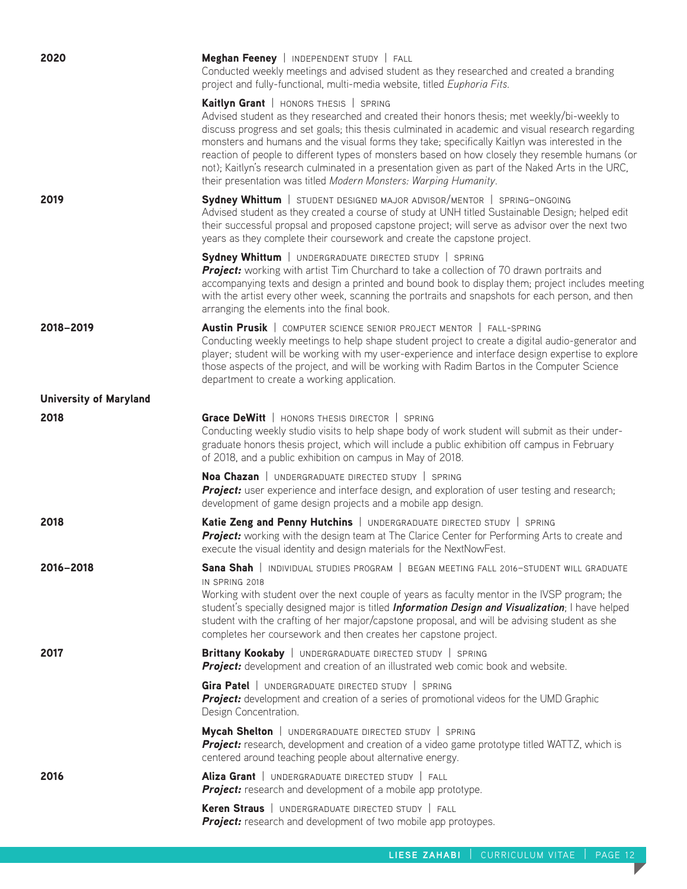**2020**

**Meghan Feeney** | INDEPENDENT STUDY | FALL
Conducted weekly meetings and advised student as they researched and created a branding project and fully-functional, multi-media website, titled *Euphoria Fits*.

**Kaitlyn Grant** | HONORS THESIS | SPRING
Advised student as they researched and created their honors thesis; met weekly/bi-weekly to discuss progress and set goals; this thesis culminated in academic and visual research regarding monsters and humans and the visual forms they take; specifically Kaitlyn was interested in the reaction of people to different types of monsters based on how closely they resemble humans (or not); Kaitlyn's research culminated in a presentation given as part of the Naked Arts in the URC, their presentation was titled *Modern Monsters: Warping Humanity*.

**2019**

**Sydney Whittum** | STUDENT DESIGNED MAJOR ADVISOR/MENTOR | SPRING–ONGOING
Advised student as they created a course of study at UNH titled Sustainable Design; helped edit their successful propsal and proposed capstone project; will serve as advisor over the next two years as they complete their coursework and create the capstone project.

**Sydney Whittum** | UNDERGRADUATE DIRECTED STUDY | SPRING
***Project:*** working with artist Tim Churchard to take a collection of 70 drawn portraits and accompanying texts and design a printed and bound book to display them; project includes meeting with the artist every other week, scanning the portraits and snapshots for each person, and then arranging the elements into the final book.

**2018–2019**

**Austin Prusik** | COMPUTER SCIENCE SENIOR PROJECT MENTOR | FALL-SPRING
Conducting weekly meetings to help shape student project to create a digital audio-generator and player; student will be working with my user-experience and interface design expertise to explore those aspects of the project, and will be working with Radim Bartos in the Computer Science department to create a working application.

**University of Maryland**

**2018**

**Grace DeWitt** | HONORS THESIS DIRECTOR | SPRING
Conducting weekly studio visits to help shape body of work student will submit as their undergraduate honors thesis project, which will include a public exhibition off campus in February of 2018, and a public exhibition on campus in May of 2018.

**Noa Chazan** | UNDERGRADUATE DIRECTED STUDY | SPRING
***Project:*** user experience and interface design, and exploration of user testing and research; development of game design projects and a mobile app design.

**2018**

**Katie Zeng and Penny Hutchins** | UNDERGRADUATE DIRECTED STUDY | SPRING
***Project:*** working with the design team at The Clarice Center for Performing Arts to create and execute the visual identity and design materials for the NextNowFest.

**2016–2018**

**Sana Shah** | INDIVIDUAL STUDIES PROGRAM | BEGAN MEETING FALL 2016–STUDENT WILL GRADUATE IN SPRING 2018
Working with student over the next couple of years as faculty mentor in the IVSP program; the student's specially designed major is titled ***Information Design and Visualization***; I have helped student with the crafting of her major/capstone proposal, and will be advising student as she completes her coursework and then creates her capstone project.

**2017**

**Brittany Kookaby** | UNDERGRADUATE DIRECTED STUDY | SPRING
***Project:*** development and creation of an illustrated web comic book and website.

**Gira Patel** | UNDERGRADUATE DIRECTED STUDY | SPRING
***Project:*** development and creation of a series of promotional videos for the UMD Graphic Design Concentration.

**Mycah Shelton** | UNDERGRADUATE DIRECTED STUDY | SPRING
***Project:*** research, development and creation of a video game prototype titled WATTZ, which is centered around teaching people about alternative energy.

**2016**

**Aliza Grant** | UNDERGRADUATE DIRECTED STUDY | FALL
***Project:*** research and development of a mobile app prototype.

**Keren Straus** | UNDERGRADUATE DIRECTED STUDY | FALL
***Project:*** research and development of two mobile app protoypes.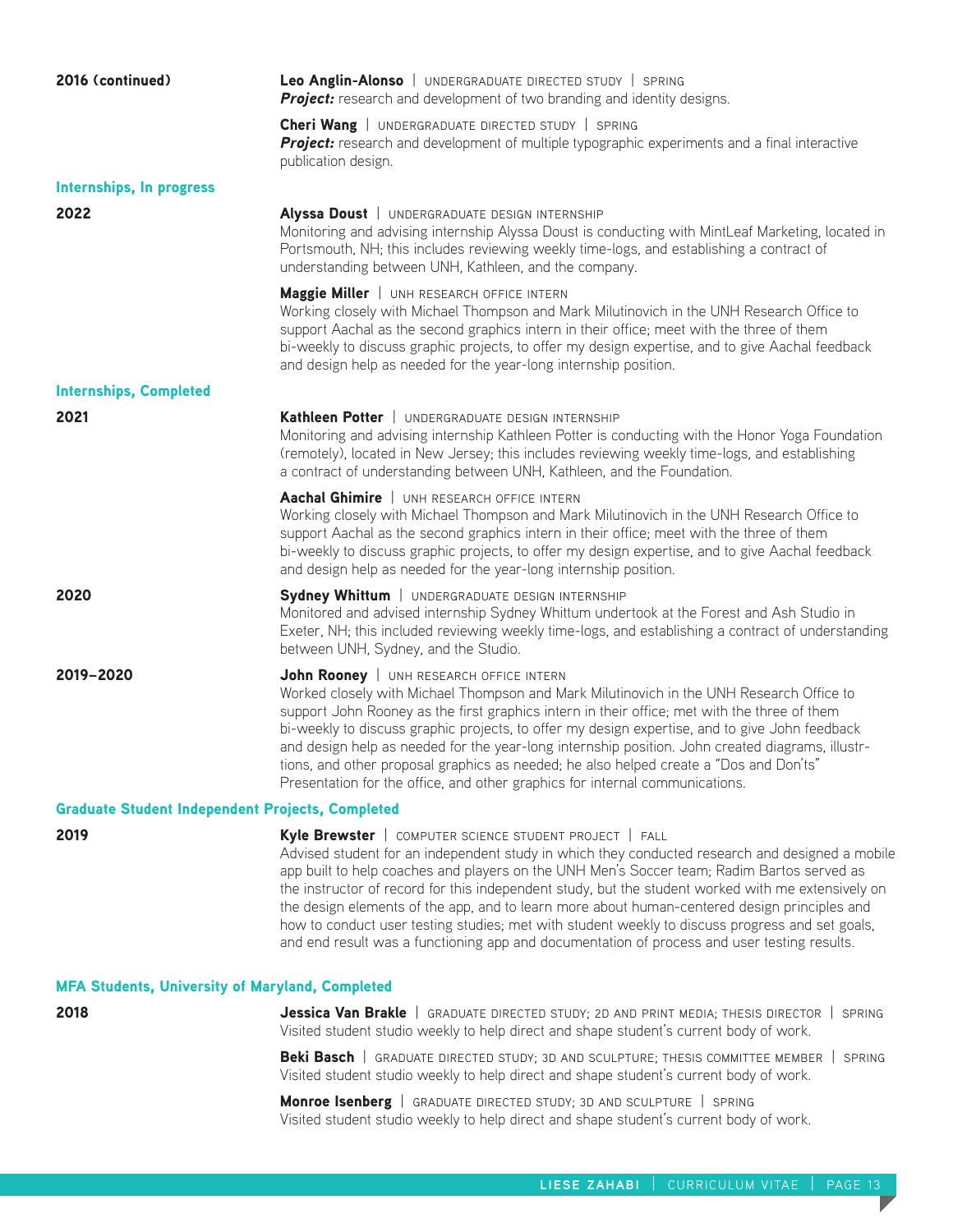**2016 (continued)**

**Leo Anglin-Alonso** | UNDERGRADUATE DIRECTED STUDY | SPRING
***Project:*** research and development of two branding and identity designs.

**Cheri Wang** | UNDERGRADUATE DIRECTED STUDY | SPRING
***Project:*** research and development of multiple typographic experiments and a final interactive publication design.

### Internships, In progress

**2022**

**Alyssa Doust** | UNDERGRADUATE DESIGN INTERNSHIP
Monitoring and advising internship Alyssa Doust is conducting with MintLeaf Marketing, located in Portsmouth, NH; this includes reviewing weekly time-logs, and establishing a contract of understanding between UNH, Kathleen, and the company.

**Maggie Miller** | UNH RESEARCH OFFICE INTERN
Working closely with Michael Thompson and Mark Milutinovich in the UNH Research Office to support Aachal as the second graphics intern in their office; meet with the three of them bi-weekly to discuss graphic projects, to offer my design expertise, and to give Aachal feedback and design help as needed for the year-long internship position.

### Internships, Completed

**2021**

**Kathleen Potter** | UNDERGRADUATE DESIGN INTERNSHIP
Monitoring and advising internship Kathleen Potter is conducting with the Honor Yoga Foundation (remotely), located in New Jersey; this includes reviewing weekly time-logs, and establishing a contract of understanding between UNH, Kathleen, and the Foundation.

**Aachal Ghimire** | UNH RESEARCH OFFICE INTERN
Working closely with Michael Thompson and Mark Milutinovich in the UNH Research Office to support Aachal as the second graphics intern in their office; meet with the three of them bi-weekly to discuss graphic projects, to offer my design expertise, and to give Aachal feedback and design help as needed for the year-long internship position.

**2020**

**Sydney Whittum** | UNDERGRADUATE DESIGN INTERNSHIP
Monitored and advised internship Sydney Whittum undertook at the Forest and Ash Studio in Exeter, NH; this included reviewing weekly time-logs, and establishing a contract of understanding between UNH, Sydney, and the Studio.

**2019–2020**

**John Rooney** | UNH RESEARCH OFFICE INTERN
Worked closely with Michael Thompson and Mark Milutinovich in the UNH Research Office to support John Rooney as the first graphics intern in their office; met with the three of them bi-weekly to discuss graphic projects, to offer my design expertise, and to give John feedback and design help as needed for the year-long internship position. John created diagrams, illustr-tions, and other proposal graphics as needed; he also helped create a "Dos and Don'ts" Presentation for the office, and other graphics for internal communications.

### Graduate Student Independent Projects, Completed

**2019**

**Kyle Brewster** | COMPUTER SCIENCE STUDENT PROJECT | FALL
Advised student for an independent study in which they conducted research and designed a mobile app built to help coaches and players on the UNH Men's Soccer team; Radim Bartos served as the instructor of record for this independent study, but the student worked with me extensively on the design elements of the app, and to learn more about human-centered design principles and how to conduct user testing studies; met with student weekly to discuss progress and set goals, and end result was a functioning app and documentation of process and user testing results.

### MFA Students, University of Maryland, Completed

**2018**

**Jessica Van Brakle** | GRADUATE DIRECTED STUDY; 2D AND PRINT MEDIA; THESIS DIRECTOR | SPRING
Visited student studio weekly to help direct and shape student's current body of work.

**Beki Basch** | GRADUATE DIRECTED STUDY; 3D AND SCULPTURE; THESIS COMMITTEE MEMBER | SPRING
Visited student studio weekly to help direct and shape student's current body of work.

**Monroe Isenberg** | GRADUATE DIRECTED STUDY; 3D AND SCULPTURE | SPRING
Visited student studio weekly to help direct and shape student's current body of work.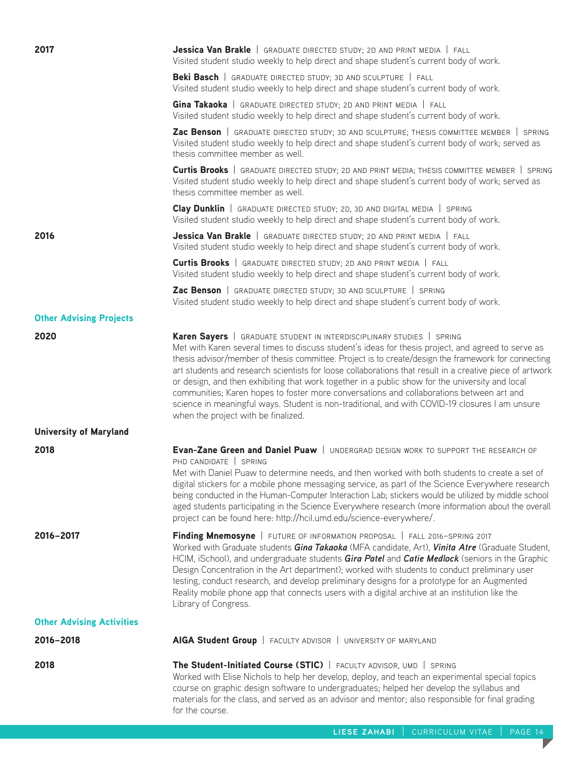**2017**

**Jessica Van Brakle** | GRADUATE DIRECTED STUDY; 2D AND PRINT MEDIA | FALL
Visited student studio weekly to help direct and shape student's current body of work.

**Beki Basch** | GRADUATE DIRECTED STUDY; 3D AND SCULPTURE | FALL
Visited student studio weekly to help direct and shape student's current body of work.

**Gina Takaoka** | GRADUATE DIRECTED STUDY; 2D AND PRINT MEDIA | FALL
Visited student studio weekly to help direct and shape student's current body of work.

**Zac Benson** | GRADUATE DIRECTED STUDY; 3D AND SCULPTURE; THESIS COMMITTEE MEMBER | SPRING
Visited student studio weekly to help direct and shape student's current body of work; served as thesis committee member as well.

**Curtis Brooks** | GRADUATE DIRECTED STUDY; 2D AND PRINT MEDIA; THESIS COMMITTEE MEMBER | SPRING
Visited student studio weekly to help direct and shape student's current body of work; served as thesis committee member as well.

**Clay Dunklin** | GRADUATE DIRECTED STUDY; 2D, 3D AND DIGITAL MEDIA | SPRING
Visited student studio weekly to help direct and shape student's current body of work.

**2016**

**Jessica Van Brakle** | GRADUATE DIRECTED STUDY; 2D AND PRINT MEDIA | FALL
Visited student studio weekly to help direct and shape student's current body of work.

**Curtis Brooks** | GRADUATE DIRECTED STUDY; 2D AND PRINT MEDIA | FALL
Visited student studio weekly to help direct and shape student's current body of work.

**Zac Benson** | GRADUATE DIRECTED STUDY; 3D AND SCULPTURE | SPRING
Visited student studio weekly to help direct and shape student's current body of work.

### Other Advising Projects

**2020**

**Karen Sayers** | GRADUATE STUDENT IN INTERDISCIPLINARY STUDIES | SPRING
Met with Karen several times to discuss student's ideas for thesis project, and agreed to serve as thesis advisor/member of thesis committee. Project is to create/design the framework for connecting art students and research scientists for loose collaborations that result in a creative piece of artwork or design, and then exhibiting that work together in a public show for the university and local communities; Karen hopes to foster more conversations and collaborations between art and science in meaningful ways. Student is non-traditional, and with COVID-19 closures I am unsure when the project with be finalized.

### University of Maryland

**2018**

**Evan-Zane Green and Daniel Puaw** | UNDERGRAD DESIGN WORK TO SUPPORT THE RESEARCH OF PHD CANDIDATE | SPRING
Met with Daniel Puaw to determine needs, and then worked with both students to create a set of digital stickers for a mobile phone messaging service, as part of the Science Everywhere research being conducted in the Human-Computer Interaction Lab; stickers would be utilized by middle school aged students participating in the Science Everywhere research (more information about the overall project can be found here: http://hcil.umd.edu/science-everywhere/.

**2016–2017**

**Finding Mnemosyne** | FUTURE OF INFORMATION PROPOSAL | FALL 2016–SPRING 2017
Worked with Graduate students ***Gina Takaoka*** (MFA candidate, Art), ***Vinita Atre*** (Graduate Student, HCIM, iSchool), and undergraduate students ***Gira Patel*** and ***Catie Medlock*** (seniors in the Graphic Design Concentration in the Art department); worked with students to conduct preliminary user testing, conduct research, and develop preliminary designs for a prototype for an Augmented Reality mobile phone app that connects users with a digital archive at an institution like the Library of Congress.

### Other Advising Activities

**2016–2018**

**AIGA Student Group** | FACULTY ADVISOR | UNIVERSITY OF MARYLAND

**2018**

**The Student-Initiated Course (STIC)** | FACULTY ADVISOR, UMD | SPRING
Worked with Elise Nichols to help her develop, deploy, and teach an experimental special topics course on graphic design software to undergraduates; helped her develop the syllabus and materials for the class, and served as an advisor and mentor; also responsible for final grading for the course.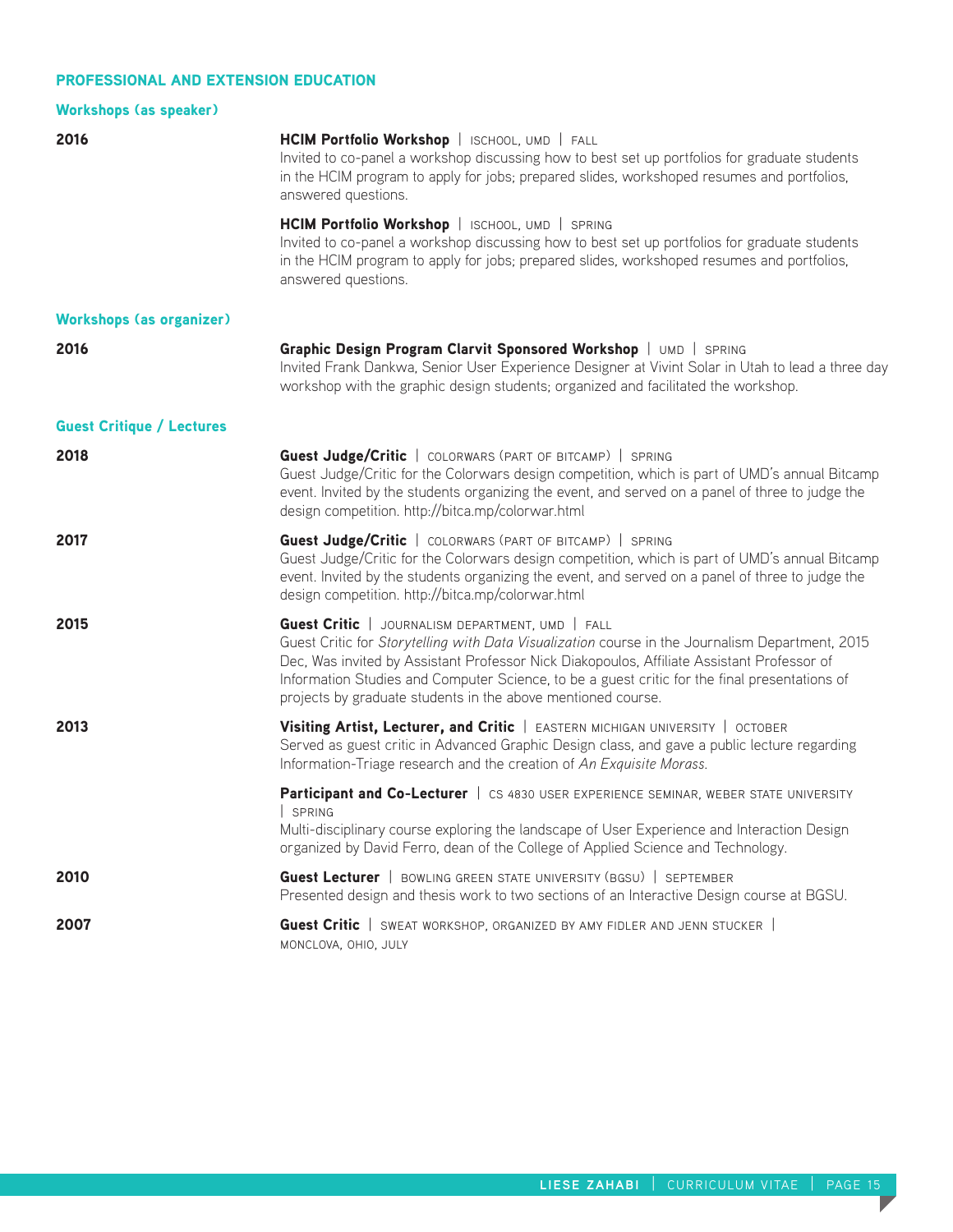## PROFESSIONAL AND EXTENSION EDUCATION

### Workshops (as speaker)

**2016**

**HCIM Portfolio Workshop** | ISCHOOL, UMD | FALL
Invited to co-panel a workshop discussing how to best set up portfolios for graduate students in the HCIM program to apply for jobs; prepared slides, workshoped resumes and portfolios, answered questions.

**HCIM Portfolio Workshop** | ISCHOOL, UMD | SPRING
Invited to co-panel a workshop discussing how to best set up portfolios for graduate students in the HCIM program to apply for jobs; prepared slides, workshoped resumes and portfolios, answered questions.

### Workshops (as organizer)

**2016**

**Graphic Design Program Clarvit Sponsored Workshop** | UMD | SPRING
Invited Frank Dankwa, Senior User Experience Designer at Vivint Solar in Utah to lead a three day workshop with the graphic design students; organized and facilitated the workshop.

### Guest Critique / Lectures

**2018**

**Guest Judge/Critic** | COLORWARS (PART OF BITCAMP) | SPRING
Guest Judge/Critic for the Colorwars design competition, which is part of UMD's annual Bitcamp event. Invited by the students organizing the event, and served on a panel of three to judge the design competition. http://bitca.mp/colorwar.html

**2017**

**Guest Judge/Critic** | COLORWARS (PART OF BITCAMP) | SPRING
Guest Judge/Critic for the Colorwars design competition, which is part of UMD's annual Bitcamp event. Invited by the students organizing the event, and served on a panel of three to judge the design competition. http://bitca.mp/colorwar.html

**2015**

**Guest Critic** | JOURNALISM DEPARTMENT, UMD | FALL
Guest Critic for *Storytelling with Data Visualization* course in the Journalism Department, 2015 Dec, Was invited by Assistant Professor Nick Diakopoulos, Affiliate Assistant Professor of Information Studies and Computer Science, to be a guest critic for the final presentations of projects by graduate students in the above mentioned course.

**2013**

**Visiting Artist, Lecturer, and Critic** | EASTERN MICHIGAN UNIVERSITY | OCTOBER
Served as guest critic in Advanced Graphic Design class, and gave a public lecture regarding Information-Triage research and the creation of *An Exquisite Morass.*

**Participant and Co-Lecturer** | CS 4830 USER EXPERIENCE SEMINAR, WEBER STATE UNIVERSITY | SPRING
Multi-disciplinary course exploring the landscape of User Experience and Interaction Design organized by David Ferro, dean of the College of Applied Science and Technology.

**2010**

**Guest Lecturer** | BOWLING GREEN STATE UNIVERSITY (BGSU) | SEPTEMBER
Presented design and thesis work to two sections of an Interactive Design course at BGSU.

**2007**

**Guest Critic** | SWEAT WORKSHOP, ORGANIZED BY AMY FIDLER AND JENN STUCKER | MONCLOVA, OHIO, JULY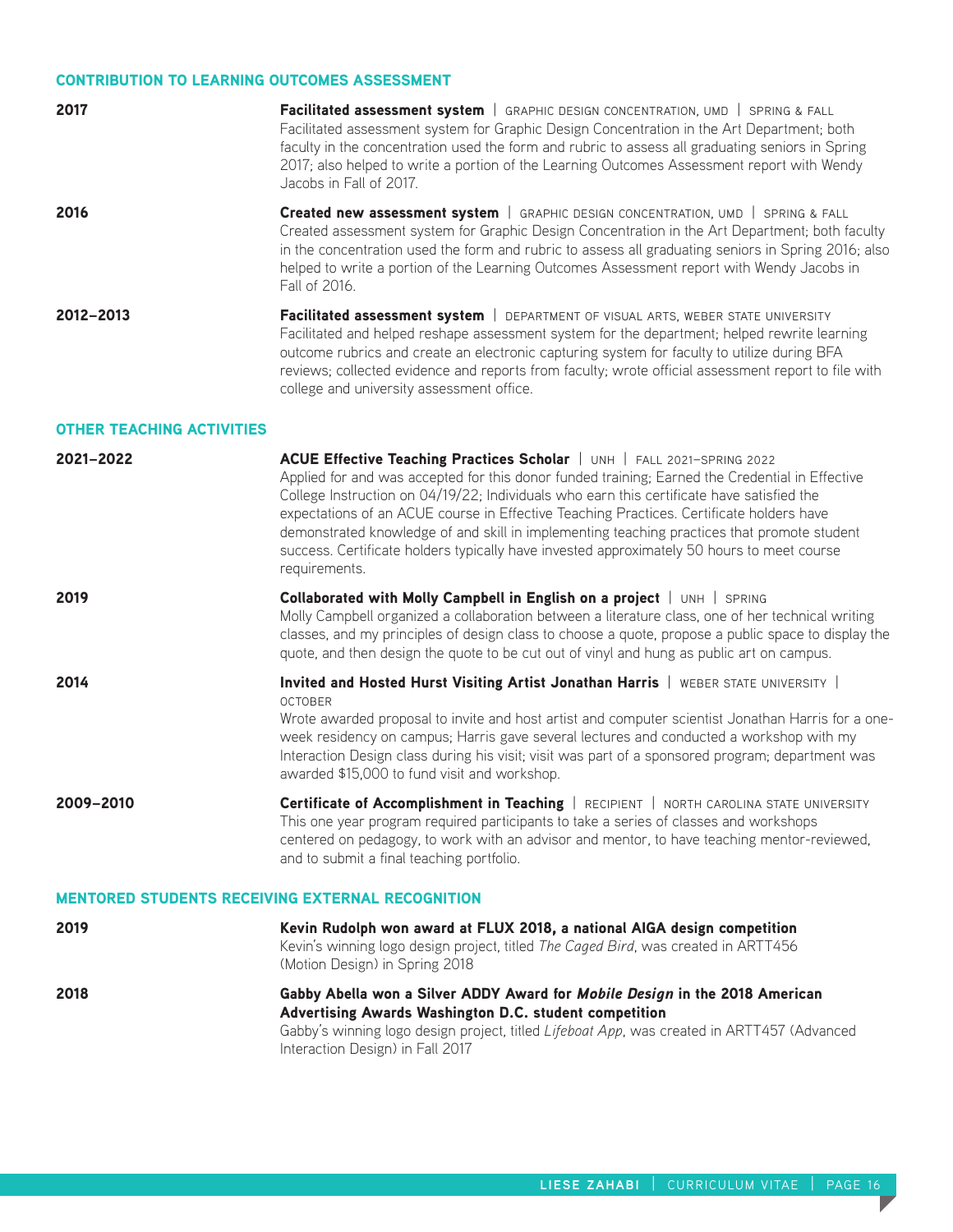## CONTRIBUTION TO LEARNING OUTCOMES ASSESSMENT

**2017**

**Facilitated assessment system** | GRAPHIC DESIGN CONCENTRATION, UMD | SPRING & FALL
Facilitated assessment system for Graphic Design Concentration in the Art Department; both faculty in the concentration used the form and rubric to assess all graduating seniors in Spring 2017; also helped to write a portion of the Learning Outcomes Assessment report with Wendy Jacobs in Fall of 2017.

**2016**

**Created new assessment system** | GRAPHIC DESIGN CONCENTRATION, UMD | SPRING & FALL
Created assessment system for Graphic Design Concentration in the Art Department; both faculty in the concentration used the form and rubric to assess all graduating seniors in Spring 2016; also helped to write a portion of the Learning Outcomes Assessment report with Wendy Jacobs in Fall of 2016.

**2012–2013**

**Facilitated assessment system** | DEPARTMENT OF VISUAL ARTS, WEBER STATE UNIVERSITY
Facilitated and helped reshape assessment system for the department; helped rewrite learning outcome rubrics and create an electronic capturing system for faculty to utilize during BFA reviews; collected evidence and reports from faculty; wrote official assessment report to file with college and university assessment office.

## OTHER TEACHING ACTIVITIES

**2021–2022**

**ACUE Effective Teaching Practices Scholar** | UNH | FALL 2021–SPRING 2022
Applied for and was accepted for this donor funded training; Earned the Credential in Effective College Instruction on 04/19/22; Individuals who earn this certificate have satisfied the expectations of an ACUE course in Effective Teaching Practices. Certificate holders have demonstrated knowledge of and skill in implementing teaching practices that promote student success. Certificate holders typically have invested approximately 50 hours to meet course requirements.

**2019**

**Collaborated with Molly Campbell in English on a project** | UNH | SPRING
Molly Campbell organized a collaboration between a literature class, one of her technical writing classes, and my principles of design class to choose a quote, propose a public space to display the quote, and then design the quote to be cut out of vinyl and hung as public art on campus.

**2014**

**Invited and Hosted Hurst Visiting Artist Jonathan Harris** | WEBER STATE UNIVERSITY | OCTOBER
Wrote awarded proposal to invite and host artist and computer scientist Jonathan Harris for a one-week residency on campus; Harris gave several lectures and conducted a workshop with my Interaction Design class during his visit; visit was part of a sponsored program; department was awarded $15,000 to fund visit and workshop.

**2009–2010**

**Certificate of Accomplishment in Teaching** | RECIPIENT | NORTH CAROLINA STATE UNIVERSITY
This one year program required participants to take a series of classes and workshops centered on pedagogy, to work with an advisor and mentor, to have teaching mentor-reviewed, and to submit a final teaching portfolio.

## MENTORED STUDENTS RECEIVING EXTERNAL RECOGNITION

**2019**

**Kevin Rudolph won award at FLUX 2018, a national AIGA design competition**
Kevin's winning logo design project, titled *The Caged Bird*, was created in ARTT456 (Motion Design) in Spring 2018

**2018**

**Gabby Abella won a Silver ADDY Award for *Mobile Design* in the 2018 American Advertising Awards Washington D.C. student competition**
Gabby's winning logo design project, titled *Lifeboat App*, was created in ARTT457 (Advanced Interaction Design) in Fall 2017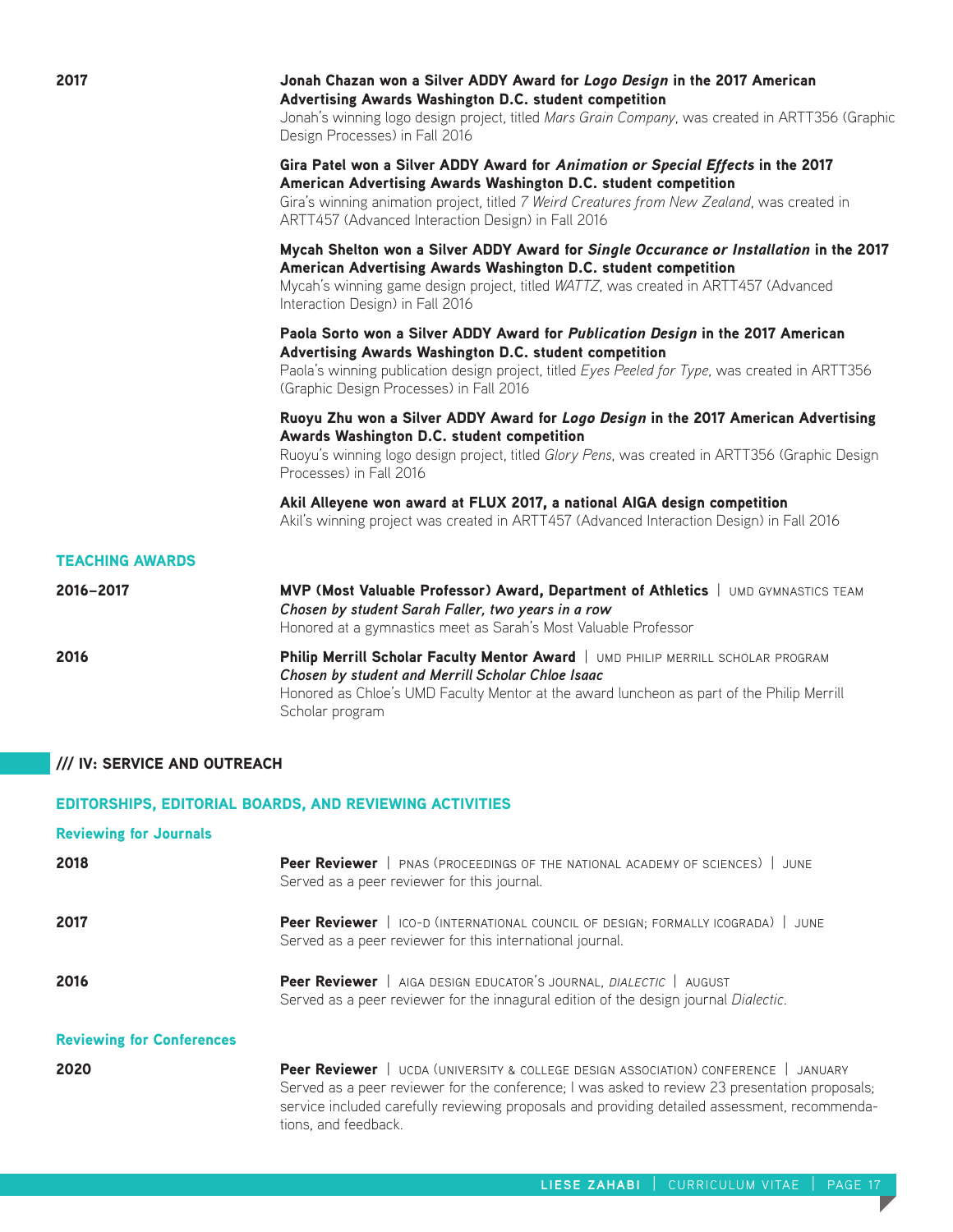**2017**

**Jonah Chazan won a Silver ADDY Award for *Logo Design* in the 2017 American Advertising Awards Washington D.C. student competition**
Jonah's winning logo design project, titled *Mars Grain Company*, was created in ARTT356 (Graphic Design Processes) in Fall 2016

**Gira Patel won a Silver ADDY Award for *Animation or Special Effects* in the 2017 American Advertising Awards Washington D.C. student competition**
Gira's winning animation project, titled *7 Weird Creatures from New Zealand*, was created in ARTT457 (Advanced Interaction Design) in Fall 2016

**Mycah Shelton won a Silver ADDY Award for *Single Occurance or Installation* in the 2017 American Advertising Awards Washington D.C. student competition**
Mycah's winning game design project, titled *WATTZ*, was created in ARTT457 (Advanced Interaction Design) in Fall 2016

**Paola Sorto won a Silver ADDY Award for *Publication Design* in the 2017 American Advertising Awards Washington D.C. student competition**
Paola's winning publication design project, titled *Eyes Peeled for Type*, was created in ARTT356 (Graphic Design Processes) in Fall 2016

**Ruoyu Zhu won a Silver ADDY Award for *Logo Design* in the 2017 American Advertising Awards Washington D.C. student competition**
Ruoyu's winning logo design project, titled *Glory Pens*, was created in ARTT356 (Graphic Design Processes) in Fall 2016

**Akil Alleyene won award at FLUX 2017, a national AIGA design competition**
Akil's winning project was created in ARTT457 (Advanced Interaction Design) in Fall 2016

### TEACHING AWARDS

**2016–2017**

**MVP (Most Valuable Professor) Award, Department of Athletics** | UMD GYMNASTICS TEAM
***Chosen by student Sarah Faller, two years in a row***
Honored at a gymnastics meet as Sarah's Most Valuable Professor

**2016**

**Philip Merrill Scholar Faculty Mentor Award** | UMD PHILIP MERRILL SCHOLAR PROGRAM
***Chosen by student and Merrill Scholar Chloe Isaac***
Honored as Chloe's UMD Faculty Mentor at the award luncheon as part of the Philip Merrill Scholar program

## /// IV: SERVICE AND OUTREACH

### EDITORSHIPS, EDITORIAL BOARDS, AND REVIEWING ACTIVITIES

#### Reviewing for Journals

**2018**

**Peer Reviewer** | PNAS (PROCEEDINGS OF THE NATIONAL ACADEMY OF SCIENCES) | JUNE
Served as a peer reviewer for this journal.

**2017**

**Peer Reviewer** | ICO-D (INTERNATIONAL COUNCIL OF DESIGN; FORMALLY ICOGRADA) | JUNE
Served as a peer reviewer for this international journal.

**2016**

**Peer Reviewer** | AIGA DESIGN EDUCATOR'S JOURNAL, *DIALECTIC* | AUGUST
Served as a peer reviewer for the innagural edition of the design journal *Dialectic*.

#### Reviewing for Conferences

**2020**

**Peer Reviewer** | UCDA (UNIVERSITY & COLLEGE DESIGN ASSOCIATION) CONFERENCE | JANUARY
Served as a peer reviewer for the conference; I was asked to review 23 presentation proposals; service included carefully reviewing proposals and providing detailed assessment, recommendations, and feedback.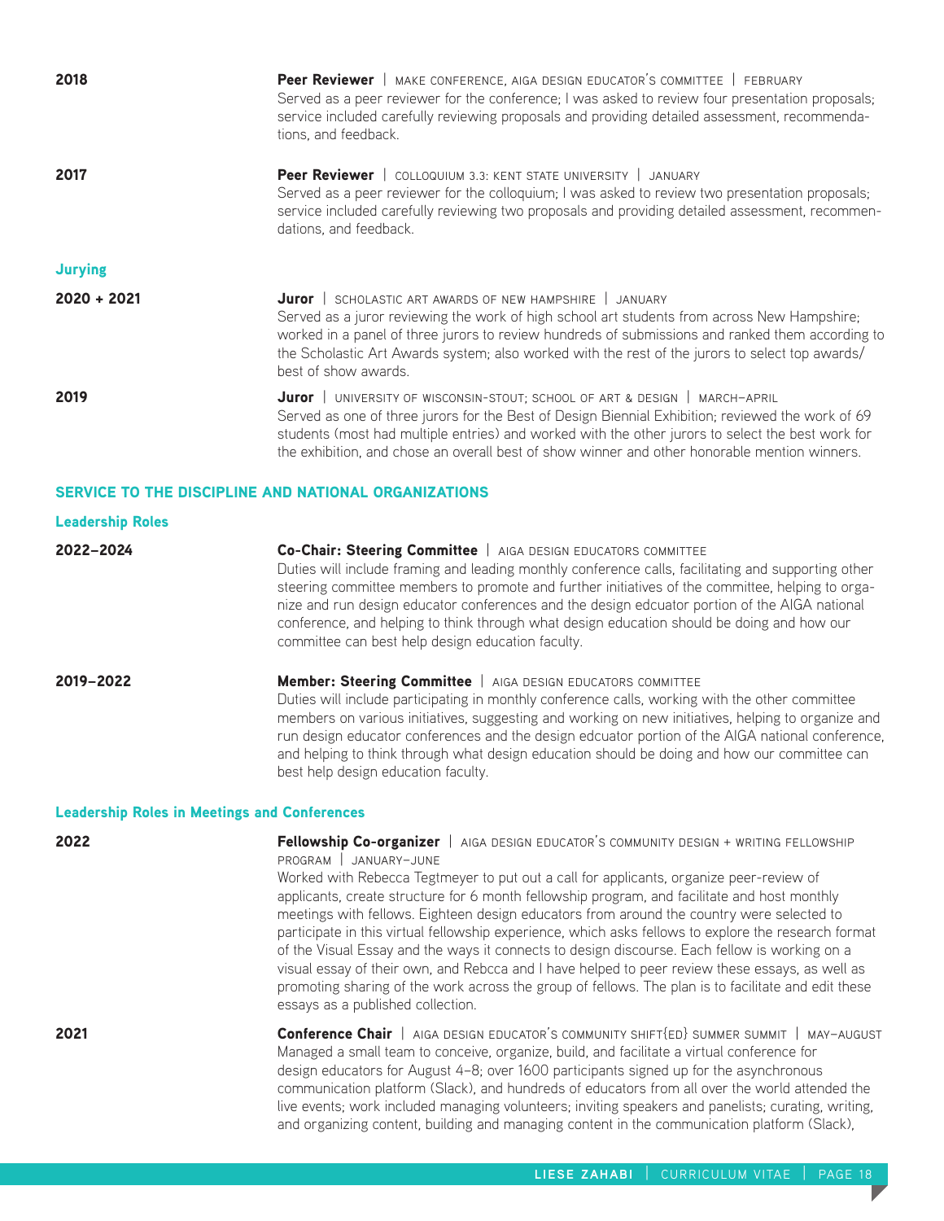**2018** — **Peer Reviewer** | MAKE CONFERENCE, AIGA DESIGN EDUCATOR'S COMMITTEE | FEBRUARY
Served as a peer reviewer for the conference; I was asked to review four presentation proposals; service included carefully reviewing proposals and providing detailed assessment, recommendations, and feedback.

**2017** — **Peer Reviewer** | COLLOQUIUM 3.3: KENT STATE UNIVERSITY | JANUARY
Served as a peer reviewer for the colloquium; I was asked to review two presentation proposals; service included carefully reviewing two proposals and providing detailed assessment, recommendations, and feedback.

### Jurying

**2020 + 2021** — **Juror** | SCHOLASTIC ART AWARDS OF NEW HAMPSHIRE | JANUARY
Served as a juror reviewing the work of high school art students from across New Hampshire; worked in a panel of three jurors to review hundreds of submissions and ranked them according to the Scholastic Art Awards system; also worked with the rest of the jurors to select top awards/best of show awards.

**2019** — **Juror** | UNIVERSITY OF WISCONSIN-STOUT; SCHOOL OF ART & DESIGN | MARCH–APRIL
Served as one of three jurors for the Best of Design Biennial Exhibition; reviewed the work of 69 students (most had multiple entries) and worked with the other jurors to select the best work for the exhibition, and chose an overall best of show winner and other honorable mention winners.

## SERVICE TO THE DISCIPLINE AND NATIONAL ORGANIZATIONS

### Leadership Roles

**2022–2024** — **Co-Chair: Steering Committee** | AIGA DESIGN EDUCATORS COMMITTEE
Duties will include framing and leading monthly conference calls, facilitating and supporting other steering committee members to promote and further initiatives of the committee, helping to organize and run design educator conferences and the design edcuator portion of the AIGA national conference, and helping to think through what design education should be doing and how our committee can best help design education faculty.

**2019–2022** — **Member: Steering Committee** | AIGA DESIGN EDUCATORS COMMITTEE
Duties will include participating in monthly conference calls, working with the other committee members on various initiatives, suggesting and working on new initiatives, helping to organize and run design educator conferences and the design edcuator portion of the AIGA national conference, and helping to think through what design education should be doing and how our committee can best help design education faculty.

### Leadership Roles in Meetings and Conferences

**2022** — **Fellowship Co-organizer** | AIGA DESIGN EDUCATOR'S COMMUNITY DESIGN + WRITING FELLOWSHIP PROGRAM | JANUARY–JUNE
Worked with Rebecca Tegtmeyer to put out a call for applicants, organize peer-review of applicants, create structure for 6 month fellowship program, and facilitate and host monthly meetings with fellows. Eighteen design educators from around the country were selected to participate in this virtual fellowship experience, which asks fellows to explore the research format of the Visual Essay and the ways it connects to design discourse. Each fellow is working on a visual essay of their own, and Rebcca and I have helped to peer review these essays, as well as promoting sharing of the work across the group of fellows. The plan is to facilitate and edit these essays as a published collection.

**2021** — **Conference Chair** | AIGA DESIGN EDUCATOR'S COMMUNITY SHIFT{ED} SUMMER SUMMIT | MAY–AUGUST
Managed a small team to conceive, organize, build, and facilitate a virtual conference for design educators for August 4–8; over 1600 participants signed up for the asynchronous communication platform (Slack), and hundreds of educators from all over the world attended the live events; work included managing volunteers; inviting speakers and panelists; curating, writing, and organizing content, building and managing content in the communication platform (Slack),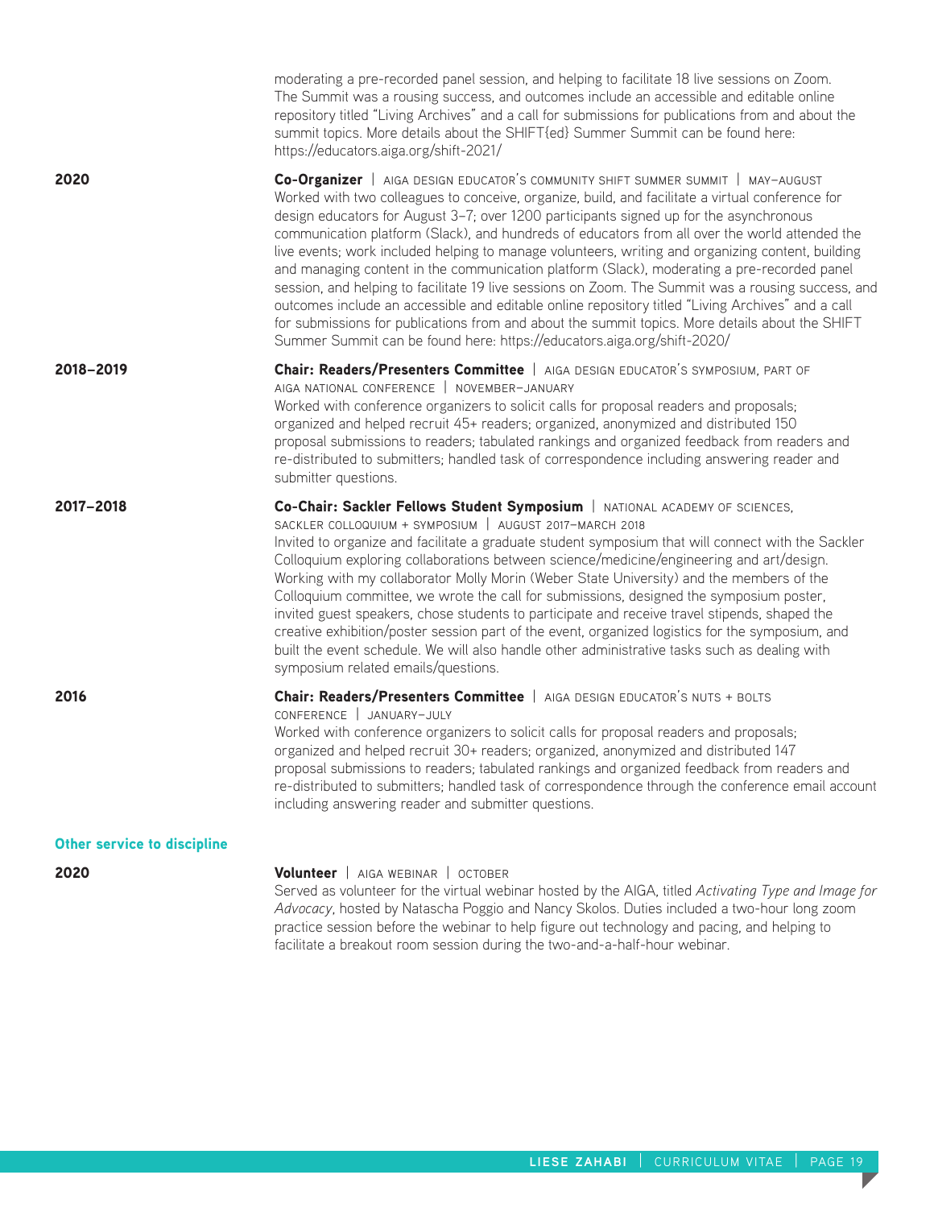moderating a pre-recorded panel session, and helping to facilitate 18 live sessions on Zoom. The Summit was a rousing success, and outcomes include an accessible and editable online repository titled "Living Archives" and a call for submissions for publications from and about the summit topics. More details about the SHIFT{ed} Summer Summit can be found here: https://educators.aiga.org/shift-2021/

**2020**

**Co-Organizer** | AIGA DESIGN EDUCATOR'S COMMUNITY SHIFT SUMMER SUMMIT | MAY–AUGUST
Worked with two colleagues to conceive, organize, build, and facilitate a virtual conference for design educators for August 3–7; over 1200 participants signed up for the asynchronous communication platform (Slack), and hundreds of educators from all over the world attended the live events; work included helping to manage volunteers, writing and organizing content, building and managing content in the communication platform (Slack), moderating a pre-recorded panel session, and helping to facilitate 19 live sessions on Zoom. The Summit was a rousing success, and outcomes include an accessible and editable online repository titled "Living Archives" and a call for submissions for publications from and about the summit topics. More details about the SHIFT Summer Summit can be found here: https://educators.aiga.org/shift-2020/

**2018–2019**

**Chair: Readers/Presenters Committee** | AIGA DESIGN EDUCATOR'S SYMPOSIUM, PART OF AIGA NATIONAL CONFERENCE | NOVEMBER–JANUARY
Worked with conference organizers to solicit calls for proposal readers and proposals; organized and helped recruit 45+ readers; organized, anonymized and distributed 150 proposal submissions to readers; tabulated rankings and organized feedback from readers and re-distributed to submitters; handled task of correspondence including answering reader and submitter questions.

**2017–2018**

**Co-Chair: Sackler Fellows Student Symposium** | NATIONAL ACADEMY OF SCIENCES, SACKLER COLLOQUIUM + SYMPOSIUM | AUGUST 2017–MARCH 2018
Invited to organize and facilitate a graduate student symposium that will connect with the Sackler Colloquium exploring collaborations between science/medicine/engineering and art/design. Working with my collaborator Molly Morin (Weber State University) and the members of the Colloquium committee, we wrote the call for submissions, designed the symposium poster, invited guest speakers, chose students to participate and receive travel stipends, shaped the creative exhibition/poster session part of the event, organized logistics for the symposium, and built the event schedule. We will also handle other administrative tasks such as dealing with symposium related emails/questions.

**2016**

**Chair: Readers/Presenters Committee** | AIGA DESIGN EDUCATOR'S NUTS + BOLTS CONFERENCE | JANUARY–JULY
Worked with conference organizers to solicit calls for proposal readers and proposals; organized and helped recruit 30+ readers; organized, anonymized and distributed 147 proposal submissions to readers; tabulated rankings and organized feedback from readers and re-distributed to submitters; handled task of correspondence through the conference email account including answering reader and submitter questions.

## Other service to discipline

**2020**

**Volunteer** | AIGA WEBINAR | OCTOBER
Served as volunteer for the virtual webinar hosted by the AIGA, titled *Activating Type and Image for Advocacy*, hosted by Natascha Poggio and Nancy Skolos. Duties included a two-hour long zoom practice session before the webinar to help figure out technology and pacing, and helping to facilitate a breakout room session during the two-and-a-half-hour webinar.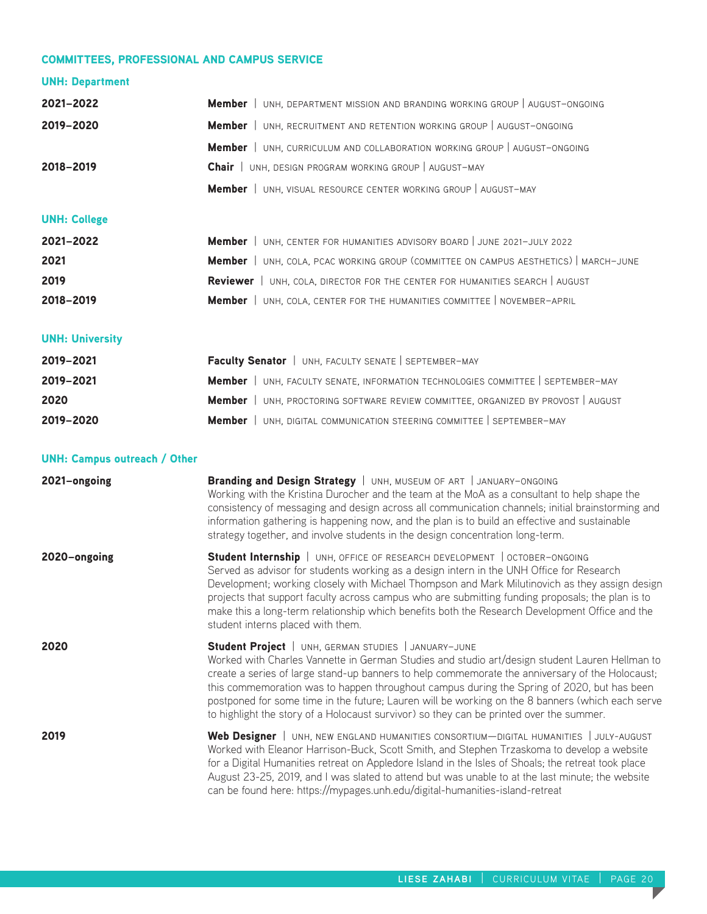## COMMITTEES, PROFESSIONAL AND CAMPUS SERVICE

### UNH: Department

| | |
|---|---|
| **2021–2022** | **Member** \| UNH, DEPARTMENT MISSION AND BRANDING WORKING GROUP \| AUGUST–ONGOING |
| **2019–2020** | **Member** \| UNH, RECRUITMENT AND RETENTION WORKING GROUP \| AUGUST–ONGOING |
| | **Member** \| UNH, CURRICULUM AND COLLABORATION WORKING GROUP \| AUGUST–ONGOING |
| **2018–2019** | **Chair** \| UNH, DESIGN PROGRAM WORKING GROUP \| AUGUST–MAY |
| | **Member** \| UNH, VISUAL RESOURCE CENTER WORKING GROUP \| AUGUST–MAY |

### UNH: College

| | |
|---|---|
| **2021–2022** | **Member** \| UNH, CENTER FOR HUMANITIES ADVISORY BOARD \| JUNE 2021–JULY 2022 |
| **2021** | **Member** \| UNH, COLA, PCAC WORKING GROUP (COMMITTEE ON CAMPUS AESTHETICS) \| MARCH–JUNE |
| **2019** | **Reviewer** \| UNH, COLA, DIRECTOR FOR THE CENTER FOR HUMANITIES SEARCH \| AUGUST |
| **2018–2019** | **Member** \| UNH, COLA, CENTER FOR THE HUMANITIES COMMITTEE \| NOVEMBER–APRIL |

### UNH: University

| | |
|---|---|
| **2019–2021** | **Faculty Senator** \| UNH, FACULTY SENATE \| SEPTEMBER–MAY |
| **2019–2021** | **Member** \| UNH, FACULTY SENATE, INFORMATION TECHNOLOGIES COMMITTEE \| SEPTEMBER–MAY |
| **2020** | **Member** \| UNH, PROCTORING SOFTWARE REVIEW COMMITTEE, ORGANIZED BY PROVOST \| AUGUST |
| **2019–2020** | **Member** \| UNH, DIGITAL COMMUNICATION STEERING COMMITTEE \| SEPTEMBER–MAY |

### UNH: Campus outreach / Other

**2021–ongoing**

**Branding and Design Strategy** | UNH, MUSEUM OF ART | JANUARY–ONGOING
Working with the Kristina Durocher and the team at the MoA as a consultant to help shape the consistency of messaging and design across all communication channels; initial brainstorming and information gathering is happening now, and the plan is to build an effective and sustainable strategy together, and involve students in the design concentration long-term.

**2020–ongoing**

**Student Internship** | UNH, OFFICE OF RESEARCH DEVELOPMENT | OCTOBER–ONGOING
Served as advisor for students working as a design intern in the UNH Office for Research Development; working closely with Michael Thompson and Mark Milutinovich as they assign design projects that support faculty across campus who are submitting funding proposals; the plan is to make this a long-term relationship which benefits both the Research Development Office and the student interns placed with them.

**2020**

**Student Project** | UNH, GERMAN STUDIES | JANUARY–JUNE
Worked with Charles Vannette in German Studies and studio art/design student Lauren Hellman to create a series of large stand-up banners to help commemorate the anniversary of the Holocaust; this commemoration was to happen throughout campus during the Spring of 2020, but has been postponed for some time in the future; Lauren will be working on the 8 banners (which each serve to highlight the story of a Holocaust survivor) so they can be printed over the summer.

**2019**

**Web Designer** | UNH, NEW ENGLAND HUMANITIES CONSORTIUM—DIGITAL HUMANITIES | JULY-AUGUST
Worked with Eleanor Harrison-Buck, Scott Smith, and Stephen Trzaskoma to develop a website for a Digital Humanities retreat on Appledore Island in the Isles of Shoals; the retreat took place August 23-25, 2019, and I was slated to attend but was unable to at the last minute; the website can be found here: https://mypages.unh.edu/digital-humanities-island-retreat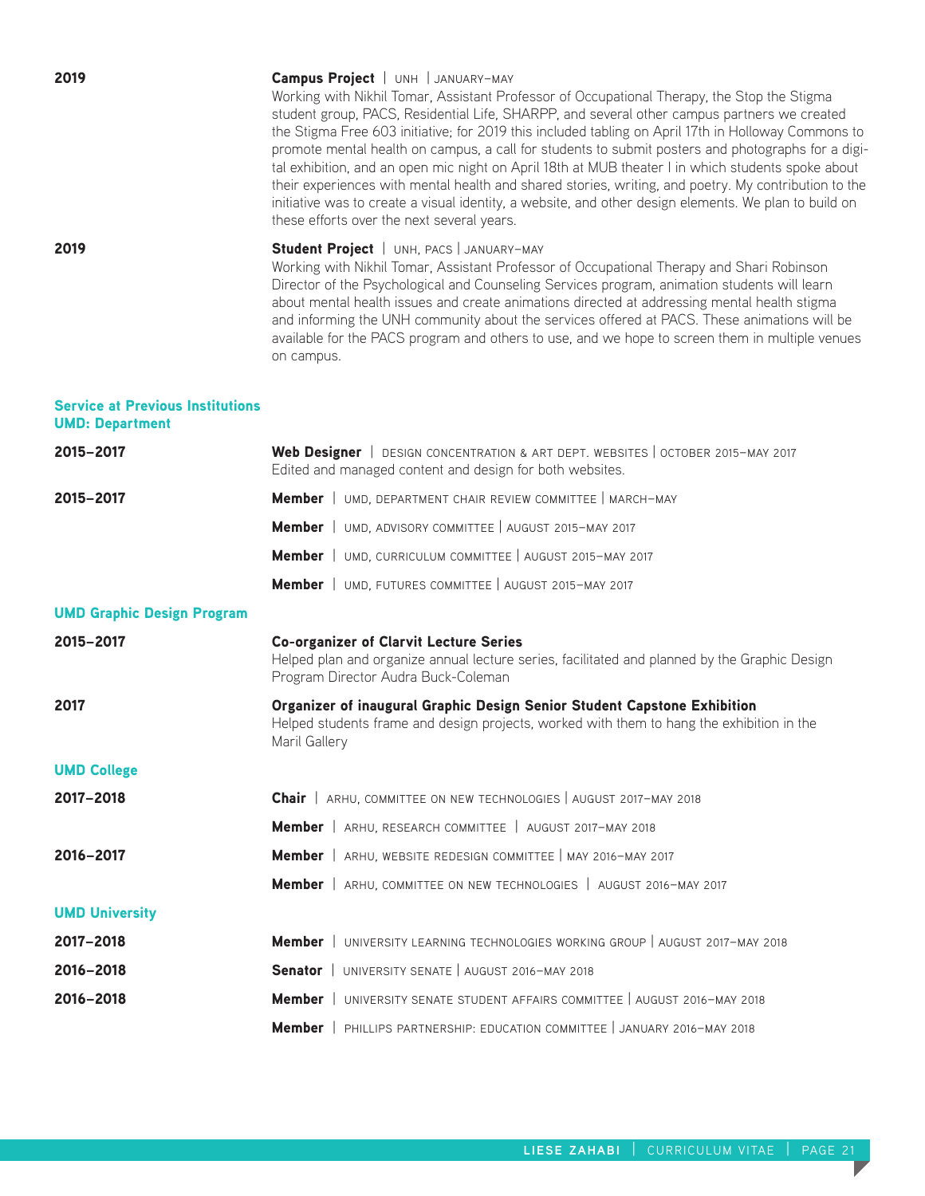**2019**

**Campus Project** | UNH | JANUARY–MAY
Working with Nikhil Tomar, Assistant Professor of Occupational Therapy, the Stop the Stigma student group, PACS, Residential Life, SHARPP, and several other campus partners we created the Stigma Free 603 initiative; for 2019 this included tabling on April 17th in Holloway Commons to promote mental health on campus, a call for students to submit posters and photographs for a digital exhibition, and an open mic night on April 18th at MUB theater I in which students spoke about their experiences with mental health and shared stories, writing, and poetry. My contribution to the initiative was to create a visual identity, a website, and other design elements. We plan to build on these efforts over the next several years.

**2019**

**Student Project** | UNH, PACS | JANUARY–MAY
Working with Nikhil Tomar, Assistant Professor of Occupational Therapy and Shari Robinson Director of the Psychological and Counseling Services program, animation students will learn about mental health issues and create animations directed at addressing mental health stigma and informing the UNH community about the services offered at PACS. These animations will be available for the PACS program and others to use, and we hope to screen them in multiple venues on campus.

## Service at Previous Institutions

### UMD: Department

**2015–2017**

**Web Designer** | DESIGN CONCENTRATION & ART DEPT. WEBSITES | OCTOBER 2015–MAY 2017
Edited and managed content and design for both websites.

**2015–2017**

**Member** | UMD, DEPARTMENT CHAIR REVIEW COMMITTEE | MARCH–MAY

**Member** | UMD, ADVISORY COMMITTEE | AUGUST 2015–MAY 2017

**Member** | UMD, CURRICULUM COMMITTEE | AUGUST 2015–MAY 2017

**Member** | UMD, FUTURES COMMITTEE | AUGUST 2015–MAY 2017

### UMD Graphic Design Program

**2015–2017**

**Co-organizer of Clarvit Lecture Series**
Helped plan and organize annual lecture series, facilitated and planned by the Graphic Design Program Director Audra Buck-Coleman

**2017**

**Organizer of inaugural Graphic Design Senior Student Capstone Exhibition**
Helped students frame and design projects, worked with them to hang the exhibition in the Maril Gallery

### UMD College

**2017–2018**

**Chair** | ARHU, COMMITTEE ON NEW TECHNOLOGIES | AUGUST 2017–MAY 2018

**Member** | ARHU, RESEARCH COMMITTEE | AUGUST 2017–MAY 2018

**2016–2017**

**Member** | ARHU, WEBSITE REDESIGN COMMITTEE | MAY 2016–MAY 2017

**Member** | ARHU, COMMITTEE ON NEW TECHNOLOGIES | AUGUST 2016–MAY 2017

### UMD University

**2017–2018**

**Member** | UNIVERSITY LEARNING TECHNOLOGIES WORKING GROUP | AUGUST 2017–MAY 2018

**2016–2018**

**Senator** | UNIVERSITY SENATE | AUGUST 2016–MAY 2018

**2016–2018**

**Member** | UNIVERSITY SENATE STUDENT AFFAIRS COMMITTEE | AUGUST 2016–MAY 2018

**Member** | PHILLIPS PARTNERSHIP: EDUCATION COMMITTEE | JANUARY 2016–MAY 2018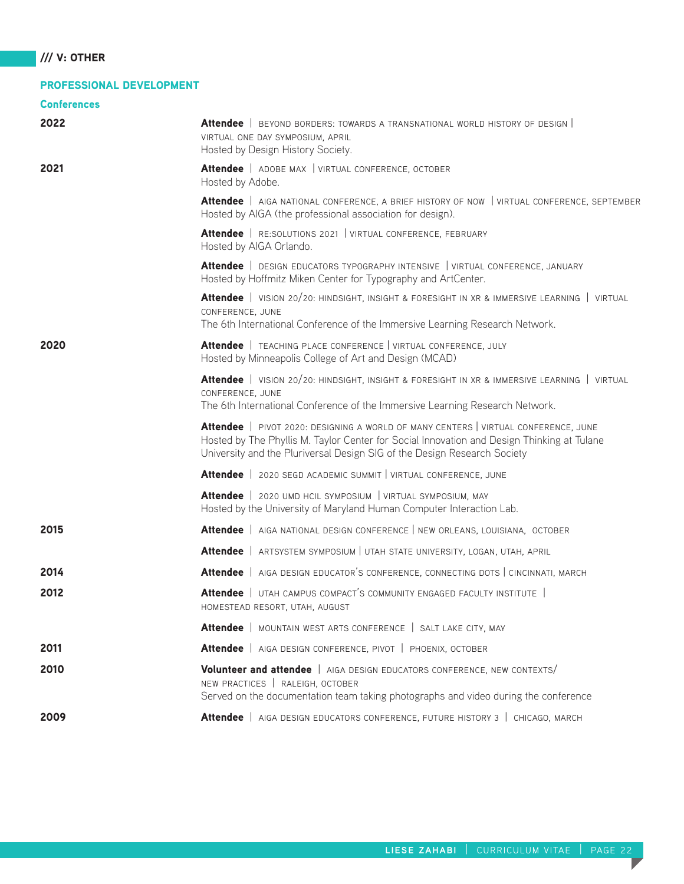## /// V: OTHER

### PROFESSIONAL DEVELOPMENT

#### Conferences

**2022**

**Attendee** | BEYOND BORDERS: TOWARDS A TRANSNATIONAL WORLD HISTORY OF DESIGN | VIRTUAL ONE DAY SYMPOSIUM, APRIL
Hosted by Design History Society.

**2021**

**Attendee** | ADOBE MAX | VIRTUAL CONFERENCE, OCTOBER
Hosted by Adobe.

**Attendee** | AIGA NATIONAL CONFERENCE, A BRIEF HISTORY OF NOW | VIRTUAL CONFERENCE, SEPTEMBER
Hosted by AIGA (the professional association for design).

**Attendee** | RE:SOLUTIONS 2021 | VIRTUAL CONFERENCE, FEBRUARY
Hosted by AIGA Orlando.

**Attendee** | DESIGN EDUCATORS TYPOGRAPHY INTENSIVE | VIRTUAL CONFERENCE, JANUARY
Hosted by Hoffmitz Miken Center for Typography and ArtCenter.

**Attendee** | VISION 20/20: HINDSIGHT, INSIGHT & FORESIGHT IN XR & IMMERSIVE LEARNING | VIRTUAL CONFERENCE, JUNE
The 6th International Conference of the Immersive Learning Research Network.

**2020**

**Attendee** | TEACHING PLACE CONFERENCE | VIRTUAL CONFERENCE, JULY
Hosted by Minneapolis College of Art and Design (MCAD)

**Attendee** | VISION 20/20: HINDSIGHT, INSIGHT & FORESIGHT IN XR & IMMERSIVE LEARNING | VIRTUAL CONFERENCE, JUNE
The 6th International Conference of the Immersive Learning Research Network.

**Attendee** | PIVOT 2020: DESIGNING A WORLD OF MANY CENTERS | VIRTUAL CONFERENCE, JUNE
Hosted by The Phyllis M. Taylor Center for Social Innovation and Design Thinking at Tulane University and the Pluriversal Design SIG of the Design Research Society

**Attendee** | 2020 SEGD ACADEMIC SUMMIT | VIRTUAL CONFERENCE, JUNE

**Attendee** | 2020 UMD HCIL SYMPOSIUM | VIRTUAL SYMPOSIUM, MAY
Hosted by the University of Maryland Human Computer Interaction Lab.

**2015**

**Attendee** | AIGA NATIONAL DESIGN CONFERENCE | NEW ORLEANS, LOUISIANA, OCTOBER

**Attendee** | ARTSYSTEM SYMPOSIUM | UTAH STATE UNIVERSITY, LOGAN, UTAH, APRIL

**2014**

**Attendee** | AIGA DESIGN EDUCATOR'S CONFERENCE, CONNECTING DOTS | CINCINNATI, MARCH

**2012**

**Attendee** | UTAH CAMPUS COMPACT'S COMMUNITY ENGAGED FACULTY INSTITUTE | HOMESTEAD RESORT, UTAH, AUGUST

**Attendee** | MOUNTAIN WEST ARTS CONFERENCE | SALT LAKE CITY, MAY

**2011**

**Attendee** | AIGA DESIGN CONFERENCE, PIVOT | PHOENIX, OCTOBER

**2010**

**Volunteer and attendee** | AIGA DESIGN EDUCATORS CONFERENCE, NEW CONTEXTS/ NEW PRACTICES | RALEIGH, OCTOBER
Served on the documentation team taking photographs and video during the conference

**2009**

**Attendee** | AIGA DESIGN EDUCATORS CONFERENCE, FUTURE HISTORY 3 | CHICAGO, MARCH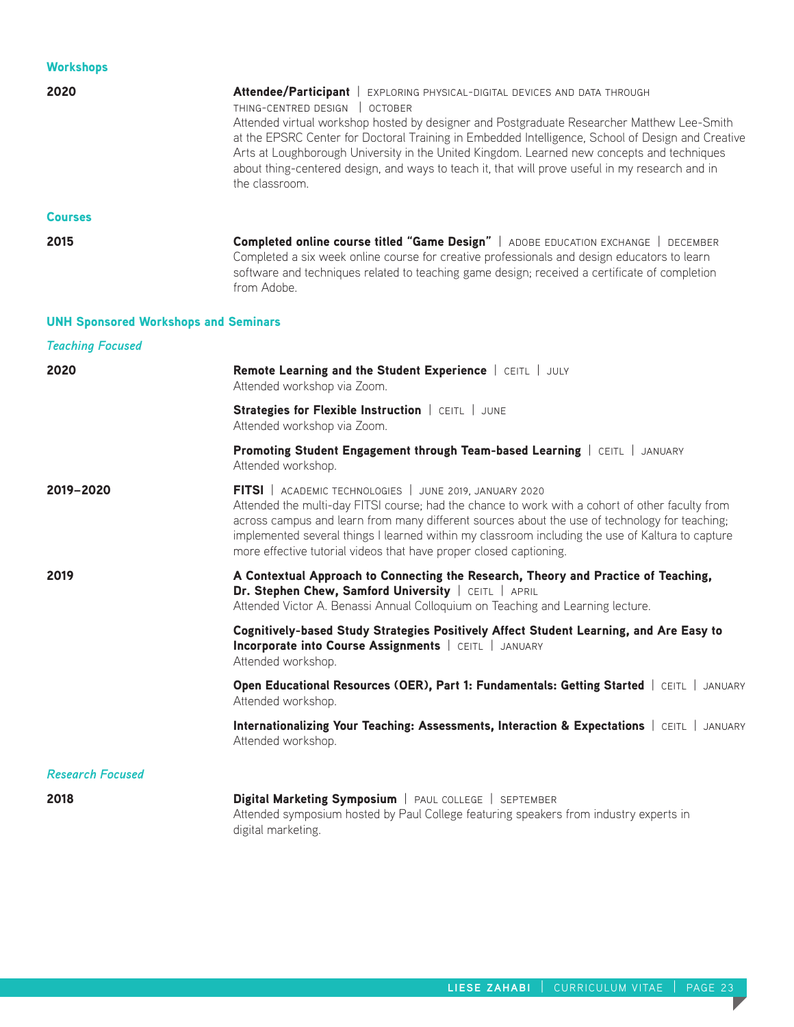## Workshops

**2020**

**Attendee/Participant** | EXPLORING PHYSICAL-DIGITAL DEVICES AND DATA THROUGH THING-CENTRED DESIGN | OCTOBER
Attended virtual workshop hosted by designer and Postgraduate Researcher Matthew Lee-Smith at the EPSRC Center for Doctoral Training in Embedded Intelligence, School of Design and Creative Arts at Loughborough University in the United Kingdom. Learned new concepts and techniques about thing-centered design, and ways to teach it, that will prove useful in my research and in the classroom.

## Courses

**2015**

**Completed online course titled "Game Design"** | ADOBE EDUCATION EXCHANGE | DECEMBER
Completed a six week online course for creative professionals and design educators to learn software and techniques related to teaching game design; received a certificate of completion from Adobe.

## UNH Sponsored Workshops and Seminars

### *Teaching Focused*

**2020**

**Remote Learning and the Student Experience** | CEITL | JULY
Attended workshop via Zoom.

**Strategies for Flexible Instruction** | CEITL | JUNE
Attended workshop via Zoom.

**Promoting Student Engagement through Team-based Learning** | CEITL | JANUARY
Attended workshop.

**2019–2020**

**FITSI** | ACADEMIC TECHNOLOGIES | JUNE 2019, JANUARY 2020
Attended the multi-day FITSI course; had the chance to work with a cohort of other faculty from across campus and learn from many different sources about the use of technology for teaching; implemented several things I learned within my classroom including the use of Kaltura to capture more effective tutorial videos that have proper closed captioning.

**2019**

**A Contextual Approach to Connecting the Research, Theory and Practice of Teaching, Dr. Stephen Chew, Samford University** | CEITL | APRIL
Attended Victor A. Benassi Annual Colloquium on Teaching and Learning lecture.

**Cognitively-based Study Strategies Positively Affect Student Learning, and Are Easy to Incorporate into Course Assignments** | CEITL | JANUARY
Attended workshop.

**Open Educational Resources (OER), Part 1: Fundamentals: Getting Started** | CEITL | JANUARY
Attended workshop.

**Internationalizing Your Teaching: Assessments, Interaction & Expectations** | CEITL | JANUARY
Attended workshop.

### *Research Focused*

**2018**

**Digital Marketing Symposium** | PAUL COLLEGE | SEPTEMBER
Attended symposium hosted by Paul College featuring speakers from industry experts in digital marketing.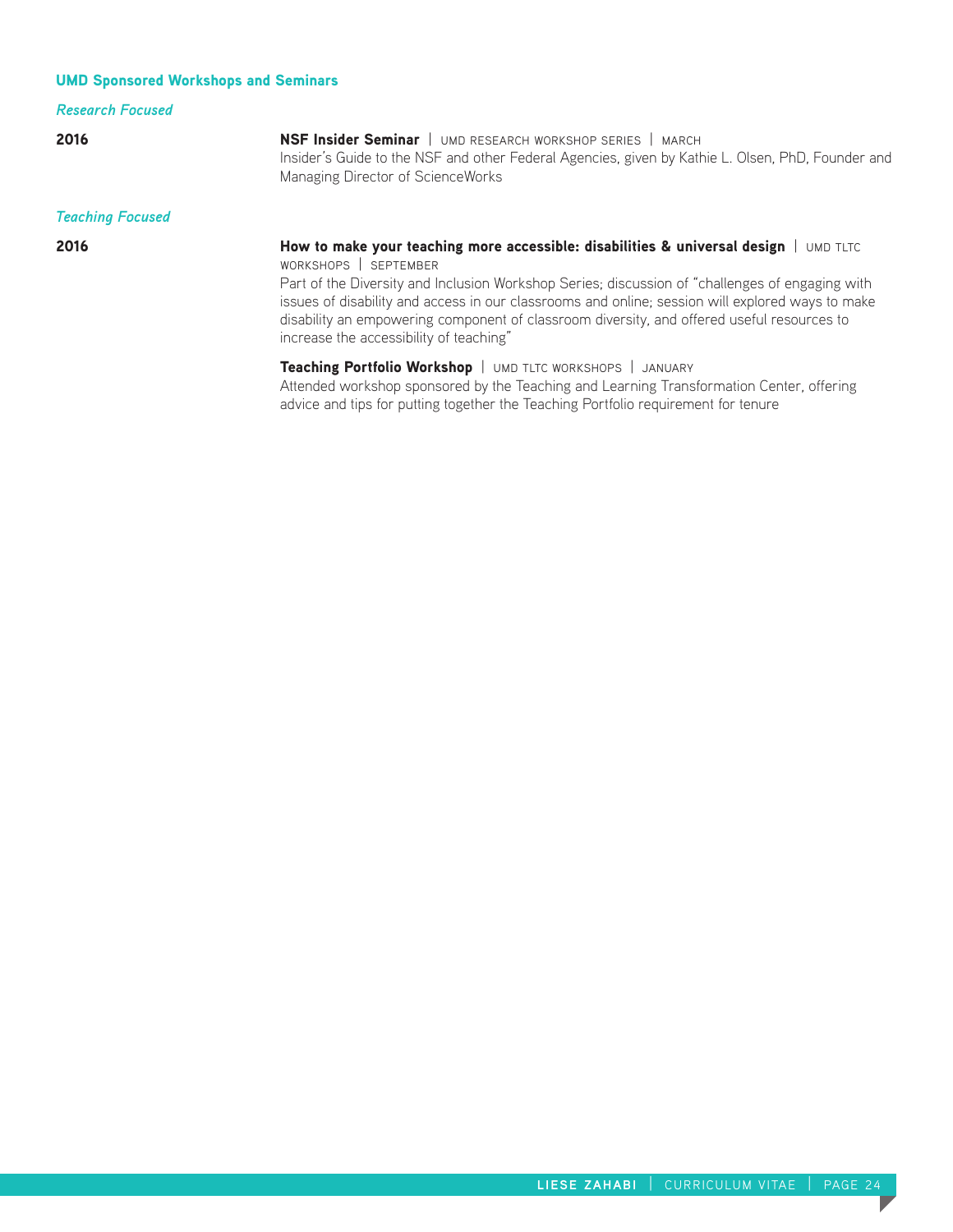### UMD Sponsored Workshops and Seminars

*Research Focused*

**2016**

**NSF Insider Seminar** | UMD RESEARCH WORKSHOP SERIES | MARCH
Insider's Guide to the NSF and other Federal Agencies, given by Kathie L. Olsen, PhD, Founder and Managing Director of ScienceWorks

*Teaching Focused*

**2016**

**How to make your teaching more accessible: disabilities & universal design** | UMD TLTC WORKSHOPS | SEPTEMBER
Part of the Diversity and Inclusion Workshop Series; discussion of "challenges of engaging with issues of disability and access in our classrooms and online; session will explored ways to make disability an empowering component of classroom diversity, and offered useful resources to increase the accessibility of teaching"

**Teaching Portfolio Workshop** | UMD TLTC WORKSHOPS | JANUARY
Attended workshop sponsored by the Teaching and Learning Transformation Center, offering advice and tips for putting together the Teaching Portfolio requirement for tenure